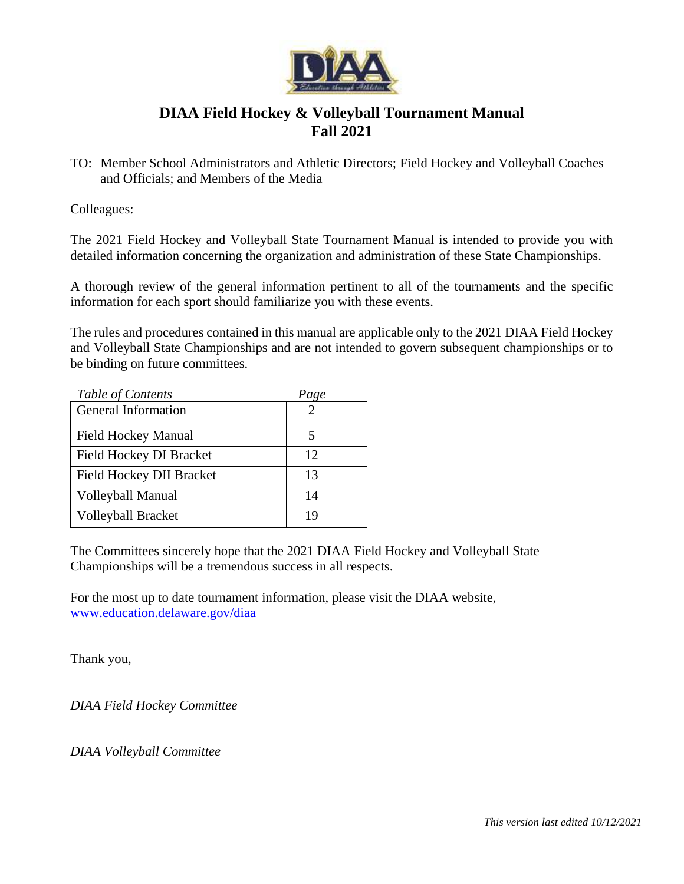# DIAA Field Hockey & Volleyball Tournament Manual
## Fall 2021

TO: Member School Administrators and Athletic Directors; Field Hockey and Volleyball Coaches and Officials; and Members of the Media

Colleagues:

The 2021 Field Hockey and Volleyball State Tournament Manual is intended to provide you with detailed information concerning the organization and administration of these State Championships.

A thorough review of the general information pertinent to all of the tournaments and the specific information for each sport should familiarize you with these events.

The rules and procedures contained in this manual are applicable only to the 2021 DIAA Field Hockey and Volleyball State Championships and are not intended to govern subsequent championships or to be binding on future committees.

| *Table of Contents* | *Page* |
|---|---|
| General Information | 2 |
| Field Hockey Manual | 5 |
| Field Hockey DI Bracket | 12 |
| Field Hockey DII Bracket | 13 |
| Volleyball Manual | 14 |
| Volleyball Bracket | 19 |

The Committees sincerely hope that the 2021 DIAA Field Hockey and Volleyball State Championships will be a tremendous success in all respects.

For the most up to date tournament information, please visit the DIAA website, [www.education.delaware.gov/diaa](www.education.delaware.gov/diaa)

Thank you,

*DIAA Field Hockey Committee*

*DIAA Volleyball Committee*

*This version last edited 10/12/2021*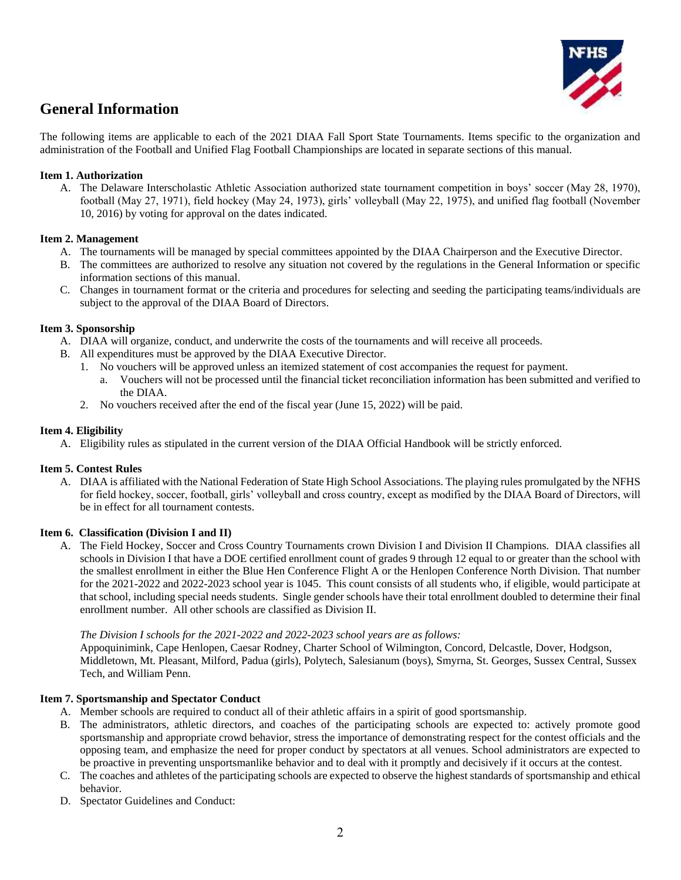## General Information

The following items are applicable to each of the 2021 DIAA Fall Sport State Tournaments. Items specific to the organization and administration of the Football and Unified Flag Football Championships are located in separate sections of this manual.

**Item 1. Authorization**

A. The Delaware Interscholastic Athletic Association authorized state tournament competition in boys' soccer (May 28, 1970), football (May 27, 1971), field hockey (May 24, 1973), girls' volleyball (May 22, 1975), and unified flag football (November 10, 2016) by voting for approval on the dates indicated.

**Item 2. Management**

A. The tournaments will be managed by special committees appointed by the DIAA Chairperson and the Executive Director.
B. The committees are authorized to resolve any situation not covered by the regulations in the General Information or specific information sections of this manual.
C. Changes in tournament format or the criteria and procedures for selecting and seeding the participating teams/individuals are subject to the approval of the DIAA Board of Directors.

**Item 3. Sponsorship**

A. DIAA will organize, conduct, and underwrite the costs of the tournaments and will receive all proceeds.
B. All expenditures must be approved by the DIAA Executive Director.
   1. No vouchers will be approved unless an itemized statement of cost accompanies the request for payment.
      a. Vouchers will not be processed until the financial ticket reconciliation information has been submitted and verified to the DIAA.
   2. No vouchers received after the end of the fiscal year (June 15, 2022) will be paid.

**Item 4. Eligibility**

A. Eligibility rules as stipulated in the current version of the DIAA Official Handbook will be strictly enforced.

**Item 5. Contest Rules**

A. DIAA is affiliated with the National Federation of State High School Associations. The playing rules promulgated by the NFHS for field hockey, soccer, football, girls' volleyball and cross country, except as modified by the DIAA Board of Directors, will be in effect for all tournament contests.

**Item 6. Classification (Division I and II)**

A. The Field Hockey, Soccer and Cross Country Tournaments crown Division I and Division II Champions. DIAA classifies all schools in Division I that have a DOE certified enrollment count of grades 9 through 12 equal to or greater than the school with the smallest enrollment in either the Blue Hen Conference Flight A or the Henlopen Conference North Division. That number for the 2021-2022 and 2022-2023 school year is 1045. This count consists of all students who, if eligible, would participate at that school, including special needs students. Single gender schools have their total enrollment doubled to determine their final enrollment number. All other schools are classified as Division II.

   *The Division I schools for the 2021-2022 and 2022-2023 school years are as follows:*
   Appoquinimink, Cape Henlopen, Caesar Rodney, Charter School of Wilmington, Concord, Delcastle, Dover, Hodgson, Middletown, Mt. Pleasant, Milford, Padua (girls), Polytech, Salesianum (boys), Smyrna, St. Georges, Sussex Central, Sussex Tech, and William Penn.

**Item 7. Sportsmanship and Spectator Conduct**

A. Member schools are required to conduct all of their athletic affairs in a spirit of good sportsmanship.
B. The administrators, athletic directors, and coaches of the participating schools are expected to: actively promote good sportsmanship and appropriate crowd behavior, stress the importance of demonstrating respect for the contest officials and the opposing team, and emphasize the need for proper conduct by spectators at all venues. School administrators are expected to be proactive in preventing unsportsmanlike behavior and to deal with it promptly and decisively if it occurs at the contest.
C. The coaches and athletes of the participating schools are expected to observe the highest standards of sportsmanship and ethical behavior.
D. Spectator Guidelines and Conduct: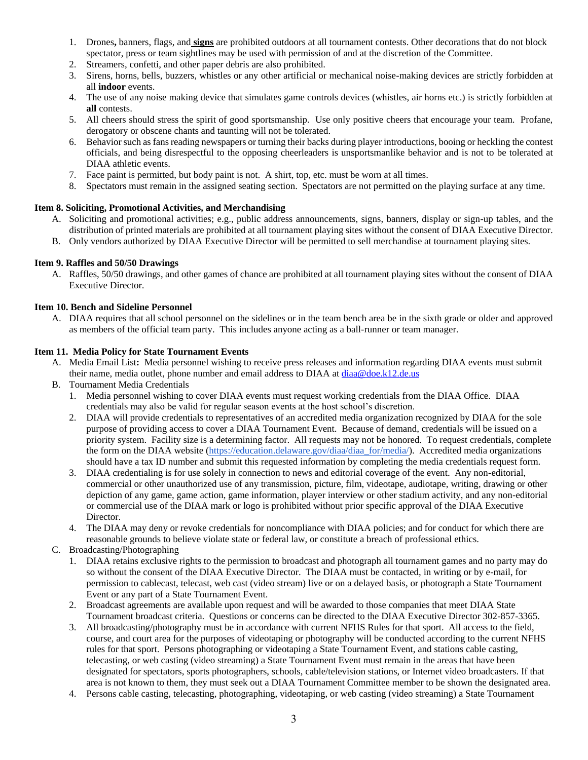1. Drones**,** banners, flags, and **signs** are prohibited outdoors at all tournament contests. Other decorations that do not block spectator, press or team sightlines may be used with permission of and at the discretion of the Committee.
2. Streamers, confetti, and other paper debris are also prohibited.
3. Sirens, horns, bells, buzzers, whistles or any other artificial or mechanical noise-making devices are strictly forbidden at all **indoor** events.
4. The use of any noise making device that simulates game controls devices (whistles, air horns etc.) is strictly forbidden at **all** contests.
5. All cheers should stress the spirit of good sportsmanship. Use only positive cheers that encourage your team. Profane, derogatory or obscene chants and taunting will not be tolerated.
6. Behavior such as fans reading newspapers or turning their backs during player introductions, booing or heckling the contest officials, and being disrespectful to the opposing cheerleaders is unsportsmanlike behavior and is not to be tolerated at DIAA athletic events.
7. Face paint is permitted, but body paint is not. A shirt, top, etc. must be worn at all times.
8. Spectators must remain in the assigned seating section. Spectators are not permitted on the playing surface at any time.

**Item 8. Soliciting, Promotional Activities, and Merchandising**

A. Soliciting and promotional activities; e.g., public address announcements, signs, banners, display or sign-up tables, and the distribution of printed materials are prohibited at all tournament playing sites without the consent of DIAA Executive Director.
B. Only vendors authorized by DIAA Executive Director will be permitted to sell merchandise at tournament playing sites.

**Item 9. Raffles and 50/50 Drawings**

A. Raffles, 50/50 drawings, and other games of chance are prohibited at all tournament playing sites without the consent of DIAA Executive Director.

**Item 10. Bench and Sideline Personnel**

A. DIAA requires that all school personnel on the sidelines or in the team bench area be in the sixth grade or older and approved as members of the official team party. This includes anyone acting as a ball-runner or team manager.

**Item 11. Media Policy for State Tournament Events**

A. Media Email List**:** Media personnel wishing to receive press releases and information regarding DIAA events must submit their name, media outlet, phone number and email address to DIAA at diaa@doe.k12.de.us
B. Tournament Media Credentials
   1. Media personnel wishing to cover DIAA events must request working credentials from the DIAA Office. DIAA credentials may also be valid for regular season events at the host school's discretion.
   2. DIAA will provide credentials to representatives of an accredited media organization recognized by DIAA for the sole purpose of providing access to cover a DIAA Tournament Event. Because of demand, credentials will be issued on a priority system. Facility size is a determining factor. All requests may not be honored. To request credentials, complete the form on the DIAA website (https://education.delaware.gov/diaa/diaa_for/media/). Accredited media organizations should have a tax ID number and submit this requested information by completing the media credentials request form.
   3. DIAA credentialing is for use solely in connection to news and editorial coverage of the event. Any non-editorial, commercial or other unauthorized use of any transmission, picture, film, videotape, audiotape, writing, drawing or other depiction of any game, game action, game information, player interview or other stadium activity, and any non-editorial or commercial use of the DIAA mark or logo is prohibited without prior specific approval of the DIAA Executive Director.
   4. The DIAA may deny or revoke credentials for noncompliance with DIAA policies; and for conduct for which there are reasonable grounds to believe violate state or federal law, or constitute a breach of professional ethics.
C. Broadcasting/Photographing
   1. DIAA retains exclusive rights to the permission to broadcast and photograph all tournament games and no party may do so without the consent of the DIAA Executive Director. The DIAA must be contacted, in writing or by e-mail, for permission to cablecast, telecast, web cast (video stream) live or on a delayed basis, or photograph a State Tournament Event or any part of a State Tournament Event.
   2. Broadcast agreements are available upon request and will be awarded to those companies that meet DIAA State Tournament broadcast criteria. Questions or concerns can be directed to the DIAA Executive Director 302-857-3365.
   3. All broadcasting/photography must be in accordance with current NFHS Rules for that sport. All access to the field, course, and court area for the purposes of videotaping or photography will be conducted according to the current NFHS rules for that sport. Persons photographing or videotaping a State Tournament Event, and stations cable casting, telecasting, or web casting (video streaming) a State Tournament Event must remain in the areas that have been designated for spectators, sports photographers, schools, cable/television stations, or Internet video broadcasters. If that area is not known to them, they must seek out a DIAA Tournament Committee member to be shown the designated area.
   4. Persons cable casting, telecasting, photographing, videotaping, or web casting (video streaming) a State Tournament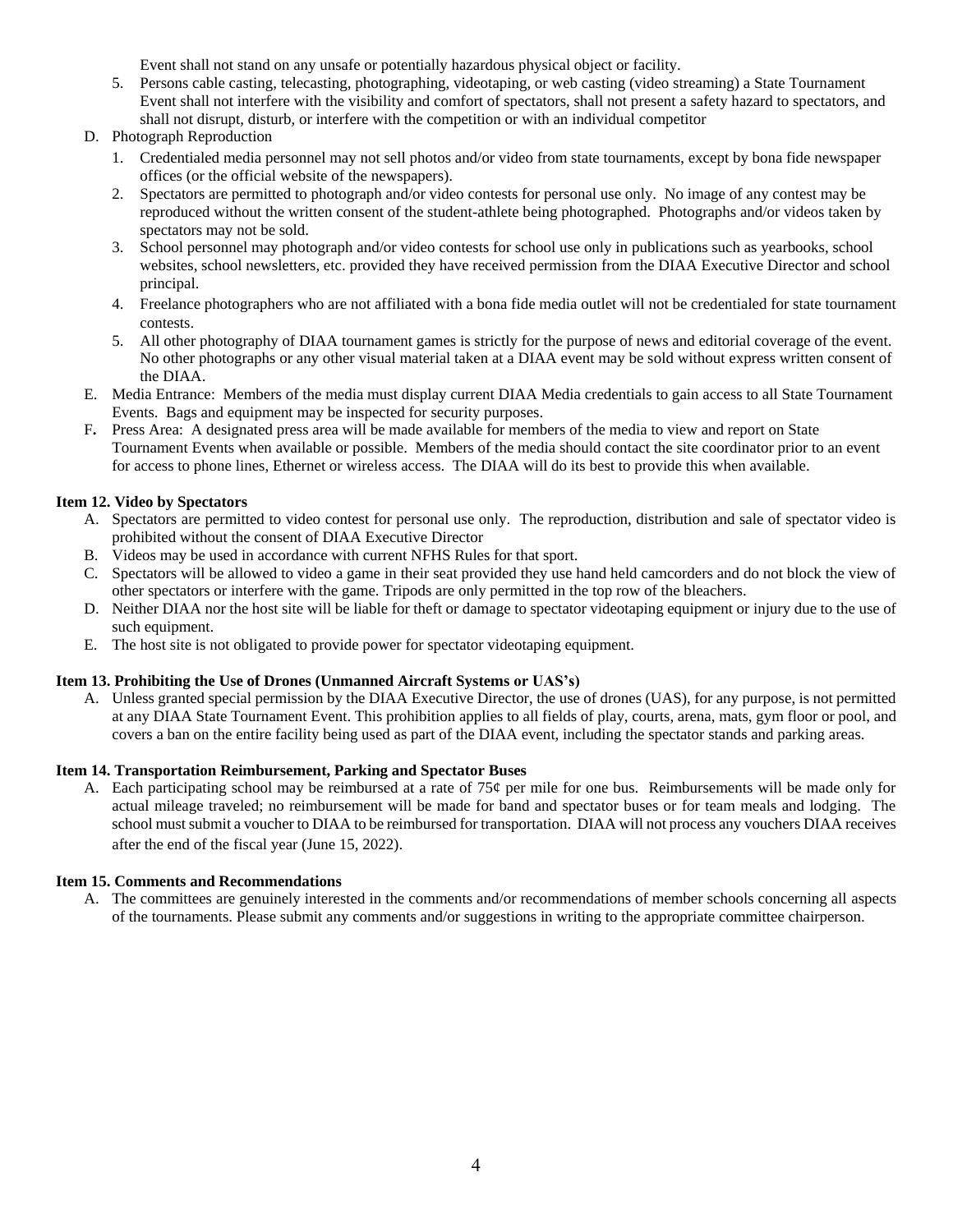Event shall not stand on any unsafe or potentially hazardous physical object or facility.

5. Persons cable casting, telecasting, photographing, videotaping, or web casting (video streaming) a State Tournament Event shall not interfere with the visibility and comfort of spectators, shall not present a safety hazard to spectators, and shall not disrupt, disturb, or interfere with the competition or with an individual competitor

D. Photograph Reproduction

1. Credentialed media personnel may not sell photos and/or video from state tournaments, except by bona fide newspaper offices (or the official website of the newspapers).
2. Spectators are permitted to photograph and/or video contests for personal use only. No image of any contest may be reproduced without the written consent of the student-athlete being photographed. Photographs and/or videos taken by spectators may not be sold.
3. School personnel may photograph and/or video contests for school use only in publications such as yearbooks, school websites, school newsletters, etc. provided they have received permission from the DIAA Executive Director and school principal.
4. Freelance photographers who are not affiliated with a bona fide media outlet will not be credentialed for state tournament contests.
5. All other photography of DIAA tournament games is strictly for the purpose of news and editorial coverage of the event. No other photographs or any other visual material taken at a DIAA event may be sold without express written consent of the DIAA.

E. Media Entrance: Members of the media must display current DIAA Media credentials to gain access to all State Tournament Events. Bags and equipment may be inspected for security purposes.

F. Press Area: A designated press area will be made available for members of the media to view and report on State Tournament Events when available or possible. Members of the media should contact the site coordinator prior to an event for access to phone lines, Ethernet or wireless access. The DIAA will do its best to provide this when available.

**Item 12. Video by Spectators**

A. Spectators are permitted to video contest for personal use only. The reproduction, distribution and sale of spectator video is prohibited without the consent of DIAA Executive Director
B. Videos may be used in accordance with current NFHS Rules for that sport.
C. Spectators will be allowed to video a game in their seat provided they use hand held camcorders and do not block the view of other spectators or interfere with the game. Tripods are only permitted in the top row of the bleachers.
D. Neither DIAA nor the host site will be liable for theft or damage to spectator videotaping equipment or injury due to the use of such equipment.
E. The host site is not obligated to provide power for spectator videotaping equipment.

**Item 13. Prohibiting the Use of Drones (Unmanned Aircraft Systems or UAS's)**

A. Unless granted special permission by the DIAA Executive Director, the use of drones (UAS), for any purpose, is not permitted at any DIAA State Tournament Event. This prohibition applies to all fields of play, courts, arena, mats, gym floor or pool, and covers a ban on the entire facility being used as part of the DIAA event, including the spectator stands and parking areas.

**Item 14. Transportation Reimbursement, Parking and Spectator Buses**

A. Each participating school may be reimbursed at a rate of 75¢ per mile for one bus. Reimbursements will be made only for actual mileage traveled; no reimbursement will be made for band and spectator buses or for team meals and lodging. The school must submit a voucher to DIAA to be reimbursed for transportation. DIAA will not process any vouchers DIAA receives after the end of the fiscal year (June 15, 2022).

**Item 15. Comments and Recommendations**

A. The committees are genuinely interested in the comments and/or recommendations of member schools concerning all aspects of the tournaments. Please submit any comments and/or suggestions in writing to the appropriate committee chairperson.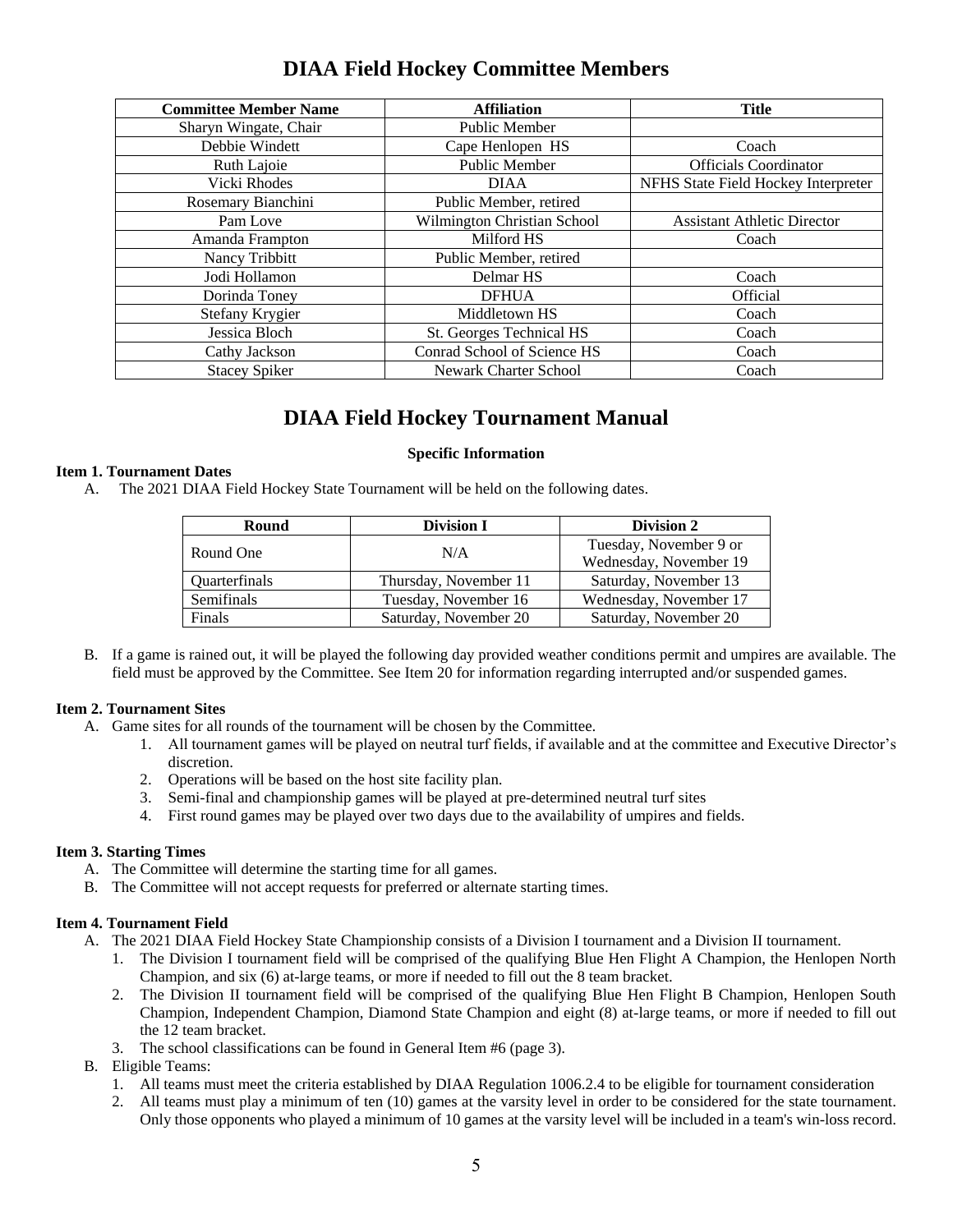# DIAA Field Hockey Committee Members

| Committee Member Name | Affiliation | Title |
|---|---|---|
| Sharyn Wingate, Chair | Public Member | |
| Debbie Windett | Cape Henlopen HS | Coach |
| Ruth Lajoie | Public Member | Officials Coordinator |
| Vicki Rhodes | DIAA | NFHS State Field Hockey Interpreter |
| Rosemary Bianchini | Public Member, retired | |
| Pam Love | Wilmington Christian School | Assistant Athletic Director |
| Amanda Frampton | Milford HS | Coach |
| Nancy Tribbitt | Public Member, retired | |
| Jodi Hollamon | Delmar HS | Coach |
| Dorinda Toney | DFHUA | Official |
| Stefany Krygier | Middletown HS | Coach |
| Jessica Bloch | St. Georges Technical HS | Coach |
| Cathy Jackson | Conrad School of Science HS | Coach |
| Stacey Spiker | Newark Charter School | Coach |

# DIAA Field Hockey Tournament Manual

**Specific Information**

**Item 1. Tournament Dates**

A. The 2021 DIAA Field Hockey State Tournament will be held on the following dates.

| Round | Division I | Division 2 |
|---|---|---|
| Round One | N/A | Tuesday, November 9 or Wednesday, November 19 |
| Quarterfinals | Thursday, November 11 | Saturday, November 13 |
| Semifinals | Tuesday, November 16 | Wednesday, November 17 |
| Finals | Saturday, November 20 | Saturday, November 20 |

B. If a game is rained out, it will be played the following day provided weather conditions permit and umpires are available. The field must be approved by the Committee. See Item 20 for information regarding interrupted and/or suspended games.

**Item 2. Tournament Sites**

A. Game sites for all rounds of the tournament will be chosen by the Committee.
   1. All tournament games will be played on neutral turf fields, if available and at the committee and Executive Director's discretion.
   2. Operations will be based on the host site facility plan.
   3. Semi-final and championship games will be played at pre-determined neutral turf sites
   4. First round games may be played over two days due to the availability of umpires and fields.

**Item 3. Starting Times**

A. The Committee will determine the starting time for all games.
B. The Committee will not accept requests for preferred or alternate starting times.

**Item 4. Tournament Field**

A. The 2021 DIAA Field Hockey State Championship consists of a Division I tournament and a Division II tournament.
   1. The Division I tournament field will be comprised of the qualifying Blue Hen Flight A Champion, the Henlopen North Champion, and six (6) at-large teams, or more if needed to fill out the 8 team bracket.
   2. The Division II tournament field will be comprised of the qualifying Blue Hen Flight B Champion, Henlopen South Champion, Independent Champion, Diamond State Champion and eight (8) at-large teams, or more if needed to fill out the 12 team bracket.
   3. The school classifications can be found in General Item #6 (page 3).

B. Eligible Teams:
   1. All teams must meet the criteria established by DIAA Regulation 1006.2.4 to be eligible for tournament consideration
   2. All teams must play a minimum of ten (10) games at the varsity level in order to be considered for the state tournament. Only those opponents who played a minimum of 10 games at the varsity level will be included in a team's win-loss record.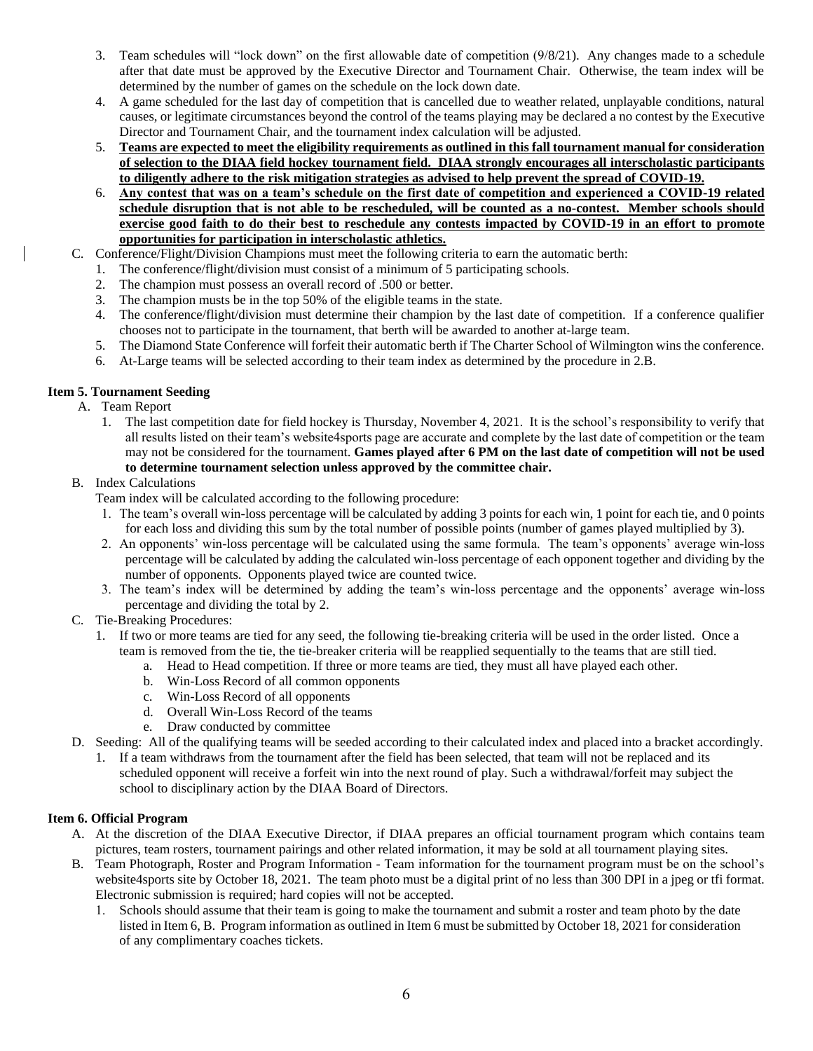3. Team schedules will "lock down" on the first allowable date of competition (9/8/21). Any changes made to a schedule after that date must be approved by the Executive Director and Tournament Chair. Otherwise, the team index will be determined by the number of games on the schedule on the lock down date.
4. A game scheduled for the last day of competition that is cancelled due to weather related, unplayable conditions, natural causes, or legitimate circumstances beyond the control of the teams playing may be declared a no contest by the Executive Director and Tournament Chair, and the tournament index calculation will be adjusted.
5. **Teams are expected to meet the eligibility requirements as outlined in this fall tournament manual for consideration of selection to the DIAA field hockey tournament field. DIAA strongly encourages all interscholastic participants to diligently adhere to the risk mitigation strategies as advised to help prevent the spread of COVID-19.**
6. **Any contest that was on a team's schedule on the first date of competition and experienced a COVID-19 related schedule disruption that is not able to be rescheduled, will be counted as a no-contest. Member schools should exercise good faith to do their best to reschedule any contests impacted by COVID-19 in an effort to promote opportunities for participation in interscholastic athletics.**

C. Conference/Flight/Division Champions must meet the following criteria to earn the automatic berth:
1. The conference/flight/division must consist of a minimum of 5 participating schools.
2. The champion must possess an overall record of .500 or better.
3. The champion musts be in the top 50% of the eligible teams in the state.
4. The conference/flight/division must determine their champion by the last date of competition. If a conference qualifier chooses not to participate in the tournament, that berth will be awarded to another at-large team.
5. The Diamond State Conference will forfeit their automatic berth if The Charter School of Wilmington wins the conference.
6. At-Large teams will be selected according to their team index as determined by the procedure in 2.B.

**Item 5. Tournament Seeding**

A. Team Report
1. The last competition date for field hockey is Thursday, November 4, 2021. It is the school's responsibility to verify that all results listed on their team's website4sports page are accurate and complete by the last date of competition or the team may not be considered for the tournament. **Games played after 6 PM on the last date of competition will not be used to determine tournament selection unless approved by the committee chair.**

B. Index Calculations

Team index will be calculated according to the following procedure:
1. The team's overall win-loss percentage will be calculated by adding 3 points for each win, 1 point for each tie, and 0 points for each loss and dividing this sum by the total number of possible points (number of games played multiplied by 3).
2. An opponents' win-loss percentage will be calculated using the same formula. The team's opponents' average win-loss percentage will be calculated by adding the calculated win-loss percentage of each opponent together and dividing by the number of opponents. Opponents played twice are counted twice.
3. The team's index will be determined by adding the team's win-loss percentage and the opponents' average win-loss percentage and dividing the total by 2.

C. Tie-Breaking Procedures:
1. If two or more teams are tied for any seed, the following tie-breaking criteria will be used in the order listed. Once a team is removed from the tie, the tie-breaker criteria will be reapplied sequentially to the teams that are still tied.
   a. Head to Head competition. If three or more teams are tied, they must all have played each other.
   b. Win-Loss Record of all common opponents
   c. Win-Loss Record of all opponents
   d. Overall Win-Loss Record of the teams
   e. Draw conducted by committee

D. Seeding: All of the qualifying teams will be seeded according to their calculated index and placed into a bracket accordingly.
1. If a team withdraws from the tournament after the field has been selected, that team will not be replaced and its scheduled opponent will receive a forfeit win into the next round of play. Such a withdrawal/forfeit may subject the school to disciplinary action by the DIAA Board of Directors.

**Item 6. Official Program**

A. At the discretion of the DIAA Executive Director, if DIAA prepares an official tournament program which contains team pictures, team rosters, tournament pairings and other related information, it may be sold at all tournament playing sites.

B. Team Photograph, Roster and Program Information - Team information for the tournament program must be on the school's website4sports site by October 18, 2021. The team photo must be a digital print of no less than 300 DPI in a jpeg or tfi format. Electronic submission is required; hard copies will not be accepted.
1. Schools should assume that their team is going to make the tournament and submit a roster and team photo by the date listed in Item 6, B. Program information as outlined in Item 6 must be submitted by October 18, 2021 for consideration of any complimentary coaches tickets.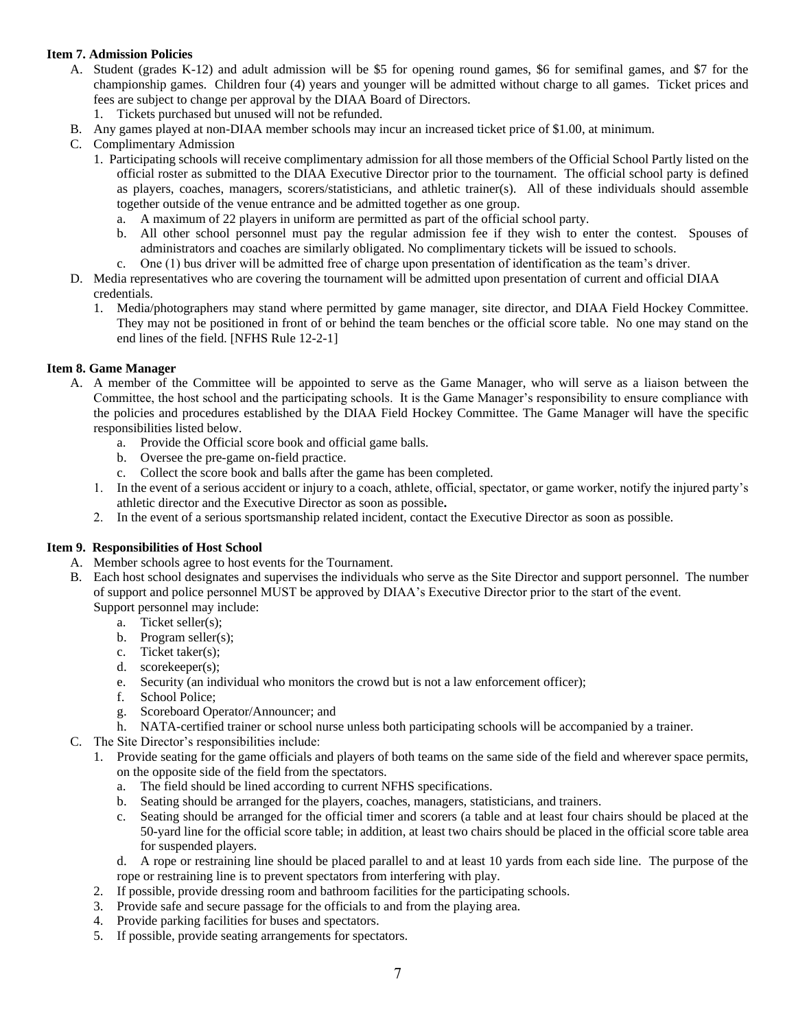**Item 7. Admission Policies**

A. Student (grades K-12) and adult admission will be $5 for opening round games, $6 for semifinal games, and $7 for the championship games. Children four (4) years and younger will be admitted without charge to all games. Ticket prices and fees are subject to change per approval by the DIAA Board of Directors.
   1. Tickets purchased but unused will not be refunded.

B. Any games played at non-DIAA member schools may incur an increased ticket price of $1.00, at minimum.

C. Complimentary Admission
   1. Participating schools will receive complimentary admission for all those members of the Official School Partly listed on the official roster as submitted to the DIAA Executive Director prior to the tournament. The official school party is defined as players, coaches, managers, scorers/statisticians, and athletic trainer(s). All of these individuals should assemble together outside of the venue entrance and be admitted together as one group.
      a. A maximum of 22 players in uniform are permitted as part of the official school party.
      b. All other school personnel must pay the regular admission fee if they wish to enter the contest. Spouses of administrators and coaches are similarly obligated. No complimentary tickets will be issued to schools.
      c. One (1) bus driver will be admitted free of charge upon presentation of identification as the team's driver.

D. Media representatives who are covering the tournament will be admitted upon presentation of current and official DIAA credentials.
   1. Media/photographers may stand where permitted by game manager, site director, and DIAA Field Hockey Committee. They may not be positioned in front of or behind the team benches or the official score table. No one may stand on the end lines of the field. [NFHS Rule 12-2-1]

**Item 8. Game Manager**

A. A member of the Committee will be appointed to serve as the Game Manager, who will serve as a liaison between the Committee, the host school and the participating schools. It is the Game Manager's responsibility to ensure compliance with the policies and procedures established by the DIAA Field Hockey Committee. The Game Manager will have the specific responsibilities listed below.
   a. Provide the Official score book and official game balls.
   b. Oversee the pre-game on-field practice.
   c. Collect the score book and balls after the game has been completed.
   1. In the event of a serious accident or injury to a coach, athlete, official, spectator, or game worker, notify the injured party's athletic director and the Executive Director as soon as possible.
   2. In the event of a serious sportsmanship related incident, contact the Executive Director as soon as possible.

**Item 9. Responsibilities of Host School**

A. Member schools agree to host events for the Tournament.

B. Each host school designates and supervises the individuals who serve as the Site Director and support personnel. The number of support and police personnel MUST be approved by DIAA's Executive Director prior to the start of the event.
   Support personnel may include:
   a. Ticket seller(s);
   b. Program seller(s);
   c. Ticket taker(s);
   d. scorekeeper(s);
   e. Security (an individual who monitors the crowd but is not a law enforcement officer);
   f. School Police;
   g. Scoreboard Operator/Announcer; and
   h. NATA-certified trainer or school nurse unless both participating schools will be accompanied by a trainer.

C. The Site Director's responsibilities include:
   1. Provide seating for the game officials and players of both teams on the same side of the field and wherever space permits, on the opposite side of the field from the spectators.
      a. The field should be lined according to current NFHS specifications.
      b. Seating should be arranged for the players, coaches, managers, statisticians, and trainers.
      c. Seating should be arranged for the official timer and scorers (a table and at least four chairs should be placed at the 50-yard line for the official score table; in addition, at least two chairs should be placed in the official score table area for suspended players.
      d. A rope or restraining line should be placed parallel to and at least 10 yards from each side line. The purpose of the rope or restraining line is to prevent spectators from interfering with play.
   2. If possible, provide dressing room and bathroom facilities for the participating schools.
   3. Provide safe and secure passage for the officials to and from the playing area.
   4. Provide parking facilities for buses and spectators.
   5. If possible, provide seating arrangements for spectators.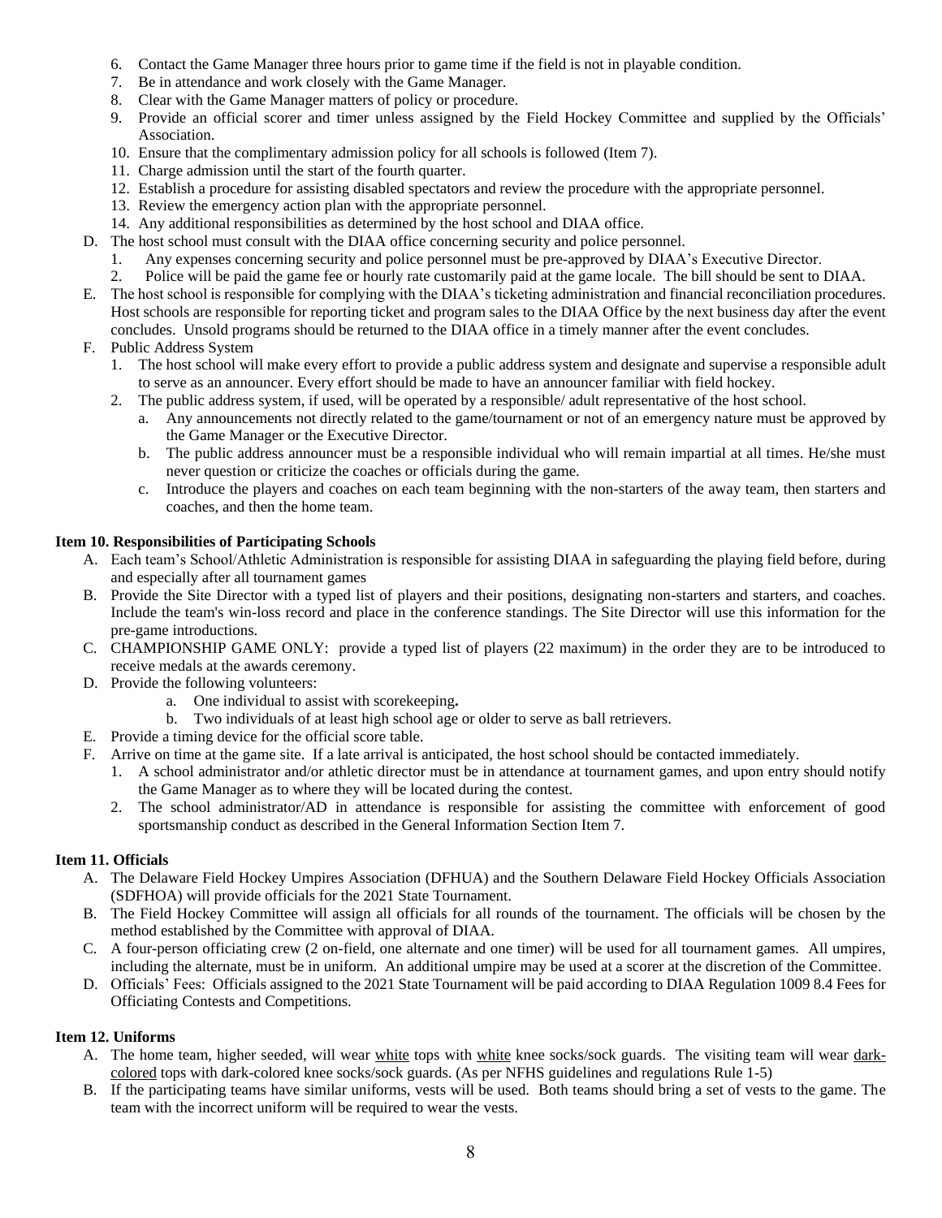6. Contact the Game Manager three hours prior to game time if the field is not in playable condition.
7. Be in attendance and work closely with the Game Manager.
8. Clear with the Game Manager matters of policy or procedure.
9. Provide an official scorer and timer unless assigned by the Field Hockey Committee and supplied by the Officials' Association.
10. Ensure that the complimentary admission policy for all schools is followed (Item 7).
11. Charge admission until the start of the fourth quarter.
12. Establish a procedure for assisting disabled spectators and review the procedure with the appropriate personnel.
13. Review the emergency action plan with the appropriate personnel.
14. Any additional responsibilities as determined by the host school and DIAA office.

D. The host school must consult with the DIAA office concerning security and police personnel.
   1. Any expenses concerning security and police personnel must be pre-approved by DIAA's Executive Director.
   2. Police will be paid the game fee or hourly rate customarily paid at the game locale. The bill should be sent to DIAA.

E. The host school is responsible for complying with the DIAA's ticketing administration and financial reconciliation procedures. Host schools are responsible for reporting ticket and program sales to the DIAA Office by the next business day after the event concludes. Unsold programs should be returned to the DIAA office in a timely manner after the event concludes.

F. Public Address System
   1. The host school will make every effort to provide a public address system and designate and supervise a responsible adult to serve as an announcer. Every effort should be made to have an announcer familiar with field hockey.
   2. The public address system, if used, will be operated by a responsible/ adult representative of the host school.
      a. Any announcements not directly related to the game/tournament or not of an emergency nature must be approved by the Game Manager or the Executive Director.
      b. The public address announcer must be a responsible individual who will remain impartial at all times. He/she must never question or criticize the coaches or officials during the game.
      c. Introduce the players and coaches on each team beginning with the non-starters of the away team, then starters and coaches, and then the home team.

**Item 10. Responsibilities of Participating Schools**

A. Each team's School/Athletic Administration is responsible for assisting DIAA in safeguarding the playing field before, during and especially after all tournament games
B. Provide the Site Director with a typed list of players and their positions, designating non-starters and starters, and coaches. Include the team's win-loss record and place in the conference standings. The Site Director will use this information for the pre-game introductions.
C. CHAMPIONSHIP GAME ONLY: provide a typed list of players (22 maximum) in the order they are to be introduced to receive medals at the awards ceremony.
D. Provide the following volunteers:
   a. One individual to assist with scorekeeping**.**
   b. Two individuals of at least high school age or older to serve as ball retrievers.
E. Provide a timing device for the official score table.
F. Arrive on time at the game site. If a late arrival is anticipated, the host school should be contacted immediately.
   1. A school administrator and/or athletic director must be in attendance at tournament games, and upon entry should notify the Game Manager as to where they will be located during the contest.
   2. The school administrator/AD in attendance is responsible for assisting the committee with enforcement of good sportsmanship conduct as described in the General Information Section Item 7.

**Item 11. Officials**

A. The Delaware Field Hockey Umpires Association (DFHUA) and the Southern Delaware Field Hockey Officials Association (SDFHOA) will provide officials for the 2021 State Tournament.
B. The Field Hockey Committee will assign all officials for all rounds of the tournament. The officials will be chosen by the method established by the Committee with approval of DIAA.
C. A four-person officiating crew (2 on-field, one alternate and one timer) will be used for all tournament games. All umpires, including the alternate, must be in uniform. An additional umpire may be used at a scorer at the discretion of the Committee.
D. Officials' Fees: Officials assigned to the 2021 State Tournament will be paid according to DIAA Regulation 1009 8.4 Fees for Officiating Contests and Competitions.

**Item 12. Uniforms**

A. The home team, higher seeded, will wear white tops with white knee socks/sock guards. The visiting team will wear dark-colored tops with dark-colored knee socks/sock guards. (As per NFHS guidelines and regulations Rule 1-5)
B. If the participating teams have similar uniforms, vests will be used. Both teams should bring a set of vests to the game. The team with the incorrect uniform will be required to wear the vests.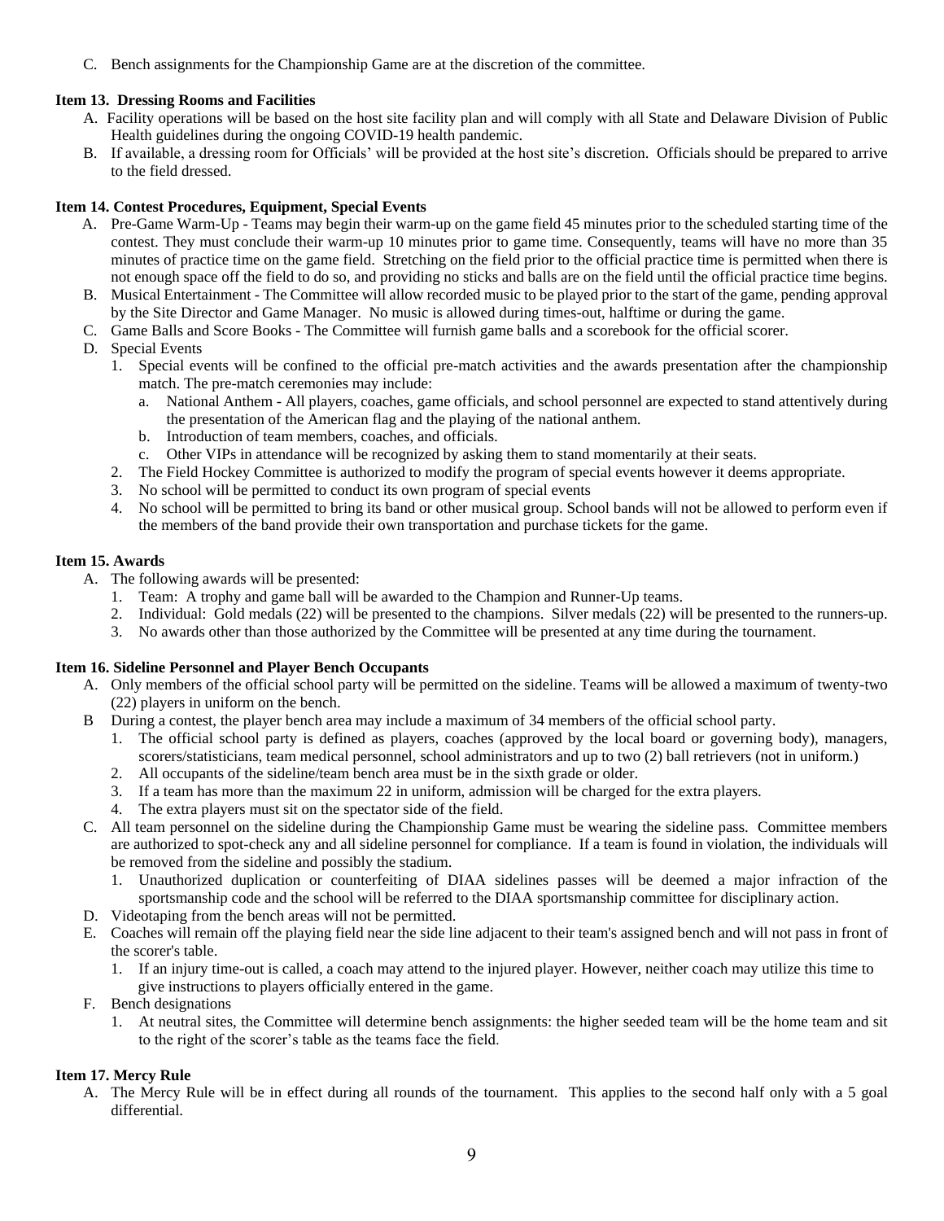C. Bench assignments for the Championship Game are at the discretion of the committee.

**Item 13. Dressing Rooms and Facilities**

A. Facility operations will be based on the host site facility plan and will comply with all State and Delaware Division of Public Health guidelines during the ongoing COVID-19 health pandemic.

B. If available, a dressing room for Officials' will be provided at the host site's discretion. Officials should be prepared to arrive to the field dressed.

**Item 14. Contest Procedures, Equipment, Special Events**

A. Pre-Game Warm-Up - Teams may begin their warm-up on the game field 45 minutes prior to the scheduled starting time of the contest. They must conclude their warm-up 10 minutes prior to game time. Consequently, teams will have no more than 35 minutes of practice time on the game field. Stretching on the field prior to the official practice time is permitted when there is not enough space off the field to do so, and providing no sticks and balls are on the field until the official practice time begins.

B. Musical Entertainment - The Committee will allow recorded music to be played prior to the start of the game, pending approval by the Site Director and Game Manager. No music is allowed during times-out, halftime or during the game.

C. Game Balls and Score Books - The Committee will furnish game balls and a scorebook for the official scorer.

D. Special Events
   1. Special events will be confined to the official pre-match activities and the awards presentation after the championship match. The pre-match ceremonies may include:
      a. National Anthem - All players, coaches, game officials, and school personnel are expected to stand attentively during the presentation of the American flag and the playing of the national anthem.
      b. Introduction of team members, coaches, and officials.
      c. Other VIPs in attendance will be recognized by asking them to stand momentarily at their seats.
   2. The Field Hockey Committee is authorized to modify the program of special events however it deems appropriate.
   3. No school will be permitted to conduct its own program of special events
   4. No school will be permitted to bring its band or other musical group. School bands will not be allowed to perform even if the members of the band provide their own transportation and purchase tickets for the game.

**Item 15. Awards**

A. The following awards will be presented:
   1. Team: A trophy and game ball will be awarded to the Champion and Runner-Up teams.
   2. Individual: Gold medals (22) will be presented to the champions. Silver medals (22) will be presented to the runners-up.
   3. No awards other than those authorized by the Committee will be presented at any time during the tournament.

**Item 16. Sideline Personnel and Player Bench Occupants**

A. Only members of the official school party will be permitted on the sideline. Teams will be allowed a maximum of twenty-two (22) players in uniform on the bench.

B During a contest, the player bench area may include a maximum of 34 members of the official school party.
   1. The official school party is defined as players, coaches (approved by the local board or governing body), managers, scorers/statisticians, team medical personnel, school administrators and up to two (2) ball retrievers (not in uniform.)
   2. All occupants of the sideline/team bench area must be in the sixth grade or older.
   3. If a team has more than the maximum 22 in uniform, admission will be charged for the extra players.
   4. The extra players must sit on the spectator side of the field.

C. All team personnel on the sideline during the Championship Game must be wearing the sideline pass. Committee members are authorized to spot-check any and all sideline personnel for compliance. If a team is found in violation, the individuals will be removed from the sideline and possibly the stadium.
   1. Unauthorized duplication or counterfeiting of DIAA sidelines passes will be deemed a major infraction of the sportsmanship code and the school will be referred to the DIAA sportsmanship committee for disciplinary action.

D. Videotaping from the bench areas will not be permitted.

E. Coaches will remain off the playing field near the side line adjacent to their team's assigned bench and will not pass in front of the scorer's table.
   1. If an injury time-out is called, a coach may attend to the injured player. However, neither coach may utilize this time to give instructions to players officially entered in the game.

F. Bench designations
   1. At neutral sites, the Committee will determine bench assignments: the higher seeded team will be the home team and sit to the right of the scorer's table as the teams face the field.

**Item 17. Mercy Rule**

A. The Mercy Rule will be in effect during all rounds of the tournament. This applies to the second half only with a 5 goal differential.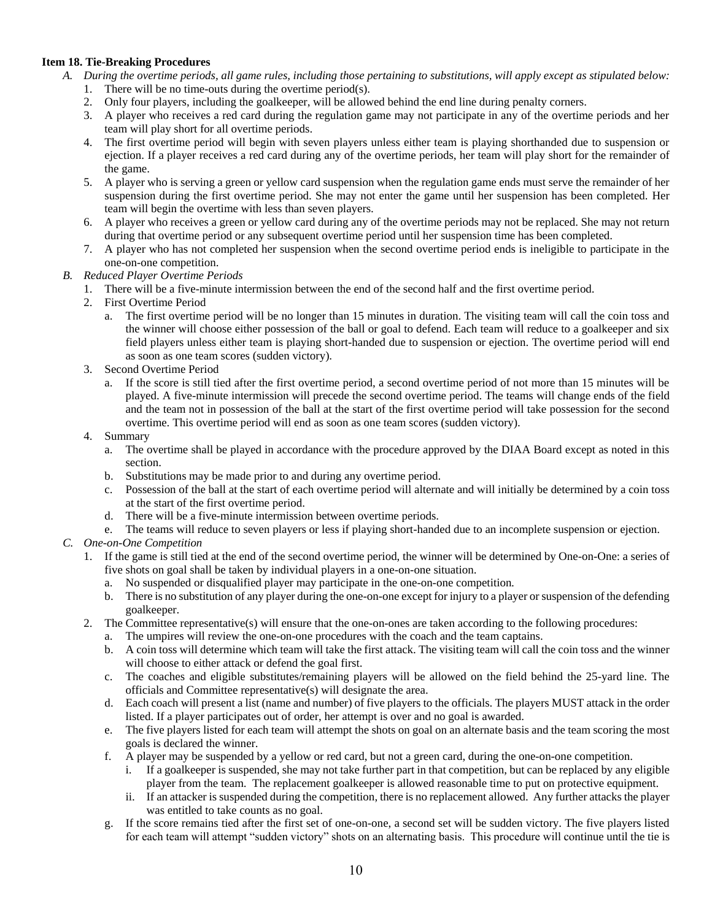**Item 18. Tie-Breaking Procedures**

A. *During the overtime periods, all game rules, including those pertaining to substitutions, will apply except as stipulated below:*
   1. There will be no time-outs during the overtime period(s).
   2. Only four players, including the goalkeeper, will be allowed behind the end line during penalty corners.
   3. A player who receives a red card during the regulation game may not participate in any of the overtime periods and her team will play short for all overtime periods.
   4. The first overtime period will begin with seven players unless either team is playing shorthanded due to suspension or ejection. If a player receives a red card during any of the overtime periods, her team will play short for the remainder of the game.
   5. A player who is serving a green or yellow card suspension when the regulation game ends must serve the remainder of her suspension during the first overtime period. She may not enter the game until her suspension has been completed. Her team will begin the overtime with less than seven players.
   6. A player who receives a green or yellow card during any of the overtime periods may not be replaced. She may not return during that overtime period or any subsequent overtime period until her suspension time has been completed.
   7. A player who has not completed her suspension when the second overtime period ends is ineligible to participate in the one-on-one competition.

B. *Reduced Player Overtime Periods*
   1. There will be a five-minute intermission between the end of the second half and the first overtime period.
   2. First Overtime Period
      a. The first overtime period will be no longer than 15 minutes in duration. The visiting team will call the coin toss and the winner will choose either possession of the ball or goal to defend. Each team will reduce to a goalkeeper and six field players unless either team is playing short-handed due to suspension or ejection. The overtime period will end as soon as one team scores (sudden victory).
   3. Second Overtime Period
      a. If the score is still tied after the first overtime period, a second overtime period of not more than 15 minutes will be played. A five-minute intermission will precede the second overtime period. The teams will change ends of the field and the team not in possession of the ball at the start of the first overtime period will take possession for the second overtime. This overtime period will end as soon as one team scores (sudden victory).
   4. Summary
      a. The overtime shall be played in accordance with the procedure approved by the DIAA Board except as noted in this section.
      b. Substitutions may be made prior to and during any overtime period.
      c. Possession of the ball at the start of each overtime period will alternate and will initially be determined by a coin toss at the start of the first overtime period.
      d. There will be a five-minute intermission between overtime periods.
      e. The teams will reduce to seven players or less if playing short-handed due to an incomplete suspension or ejection.

C. *One-on-One Competition*
   1. If the game is still tied at the end of the second overtime period, the winner will be determined by One-on-One: a series of five shots on goal shall be taken by individual players in a one-on-one situation.
      a. No suspended or disqualified player may participate in the one-on-one competition.
      b. There is no substitution of any player during the one-on-one except for injury to a player or suspension of the defending goalkeeper.
   2. The Committee representative(s) will ensure that the one-on-ones are taken according to the following procedures:
      a. The umpires will review the one-on-one procedures with the coach and the team captains.
      b. A coin toss will determine which team will take the first attack. The visiting team will call the coin toss and the winner will choose to either attack or defend the goal first.
      c. The coaches and eligible substitutes/remaining players will be allowed on the field behind the 25-yard line. The officials and Committee representative(s) will designate the area.
      d. Each coach will present a list (name and number) of five players to the officials. The players MUST attack in the order listed. If a player participates out of order, her attempt is over and no goal is awarded.
      e. The five players listed for each team will attempt the shots on goal on an alternate basis and the team scoring the most goals is declared the winner.
      f. A player may be suspended by a yellow or red card, but not a green card, during the one-on-one competition.
         i. If a goalkeeper is suspended, she may not take further part in that competition, but can be replaced by any eligible player from the team. The replacement goalkeeper is allowed reasonable time to put on protective equipment.
         ii. If an attacker is suspended during the competition, there is no replacement allowed. Any further attacks the player was entitled to take counts as no goal.
      g. If the score remains tied after the first set of one-on-one, a second set will be sudden victory. The five players listed for each team will attempt "sudden victory" shots on an alternating basis. This procedure will continue until the tie is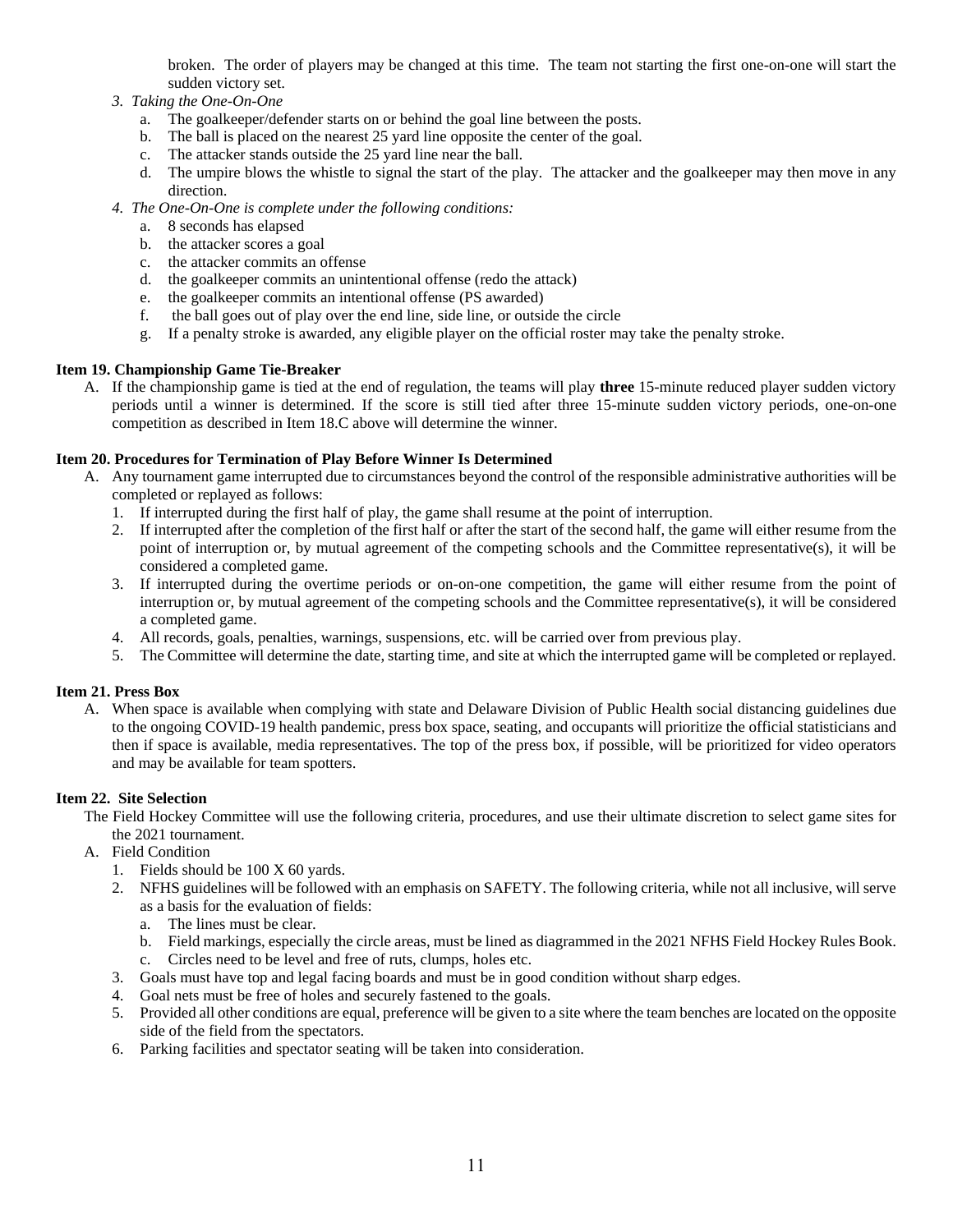broken. The order of players may be changed at this time. The team not starting the first one-on-one will start the sudden victory set.

3. *Taking the One-On-One*
   a. The goalkeeper/defender starts on or behind the goal line between the posts.
   b. The ball is placed on the nearest 25 yard line opposite the center of the goal.
   c. The attacker stands outside the 25 yard line near the ball.
   d. The umpire blows the whistle to signal the start of the play. The attacker and the goalkeeper may then move in any direction.
4. *The One-On-One is complete under the following conditions:*
   a. 8 seconds has elapsed
   b. the attacker scores a goal
   c. the attacker commits an offense
   d. the goalkeeper commits an unintentional offense (redo the attack)
   e. the goalkeeper commits an intentional offense (PS awarded)
   f. the ball goes out of play over the end line, side line, or outside the circle
   g. If a penalty stroke is awarded, any eligible player on the official roster may take the penalty stroke.

**Item 19. Championship Game Tie-Breaker**

A. If the championship game is tied at the end of regulation, the teams will play **three** 15-minute reduced player sudden victory periods until a winner is determined. If the score is still tied after three 15-minute sudden victory periods, one-on-one competition as described in Item 18.C above will determine the winner.

**Item 20. Procedures for Termination of Play Before Winner Is Determined**

A. Any tournament game interrupted due to circumstances beyond the control of the responsible administrative authorities will be completed or replayed as follows:
   1. If interrupted during the first half of play, the game shall resume at the point of interruption.
   2. If interrupted after the completion of the first half or after the start of the second half, the game will either resume from the point of interruption or, by mutual agreement of the competing schools and the Committee representative(s), it will be considered a completed game.
   3. If interrupted during the overtime periods or on-on-one competition, the game will either resume from the point of interruption or, by mutual agreement of the competing schools and the Committee representative(s), it will be considered a completed game.
   4. All records, goals, penalties, warnings, suspensions, etc. will be carried over from previous play.
   5. The Committee will determine the date, starting time, and site at which the interrupted game will be completed or replayed.

**Item 21. Press Box**

A. When space is available when complying with state and Delaware Division of Public Health social distancing guidelines due to the ongoing COVID-19 health pandemic, press box space, seating, and occupants will prioritize the official statisticians and then if space is available, media representatives. The top of the press box, if possible, will be prioritized for video operators and may be available for team spotters.

**Item 22. Site Selection**

The Field Hockey Committee will use the following criteria, procedures, and use their ultimate discretion to select game sites for the 2021 tournament.

A. Field Condition
   1. Fields should be 100 X 60 yards.
   2. NFHS guidelines will be followed with an emphasis on SAFETY. The following criteria, while not all inclusive, will serve as a basis for the evaluation of fields:
      a. The lines must be clear.
      b. Field markings, especially the circle areas, must be lined as diagrammed in the 2021 NFHS Field Hockey Rules Book.
      c. Circles need to be level and free of ruts, clumps, holes etc.
   3. Goals must have top and legal facing boards and must be in good condition without sharp edges.
   4. Goal nets must be free of holes and securely fastened to the goals.
   5. Provided all other conditions are equal, preference will be given to a site where the team benches are located on the opposite side of the field from the spectators.
   6. Parking facilities and spectator seating will be taken into consideration.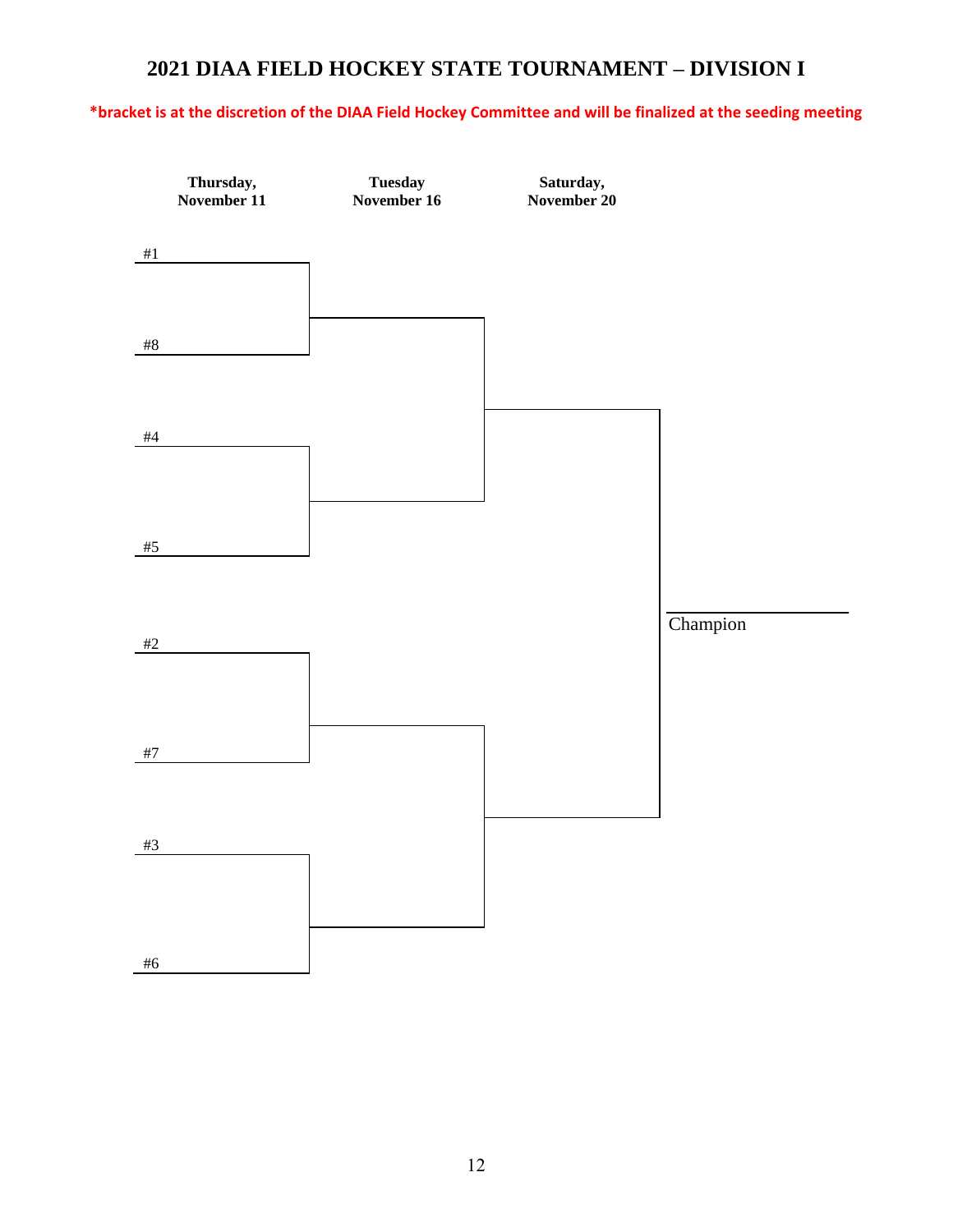# 2021 DIAA FIELD HOCKEY STATE TOURNAMENT – DIVISION I

**\*bracket is at the discretion of the DIAA Field Hockey Committee and will be finalized at the seeding meeting**

| Thursday, November 11 | Tuesday November 16 | Saturday, November 20 | |
|---|---|---|---|
| #1 | | | |
| #8 | | | |
| #4 | | | |
| #5 | | | |
| | | | Champion |
| #2 | | | |
| #7 | | | |
| #3 | | | |
| #6 | | | |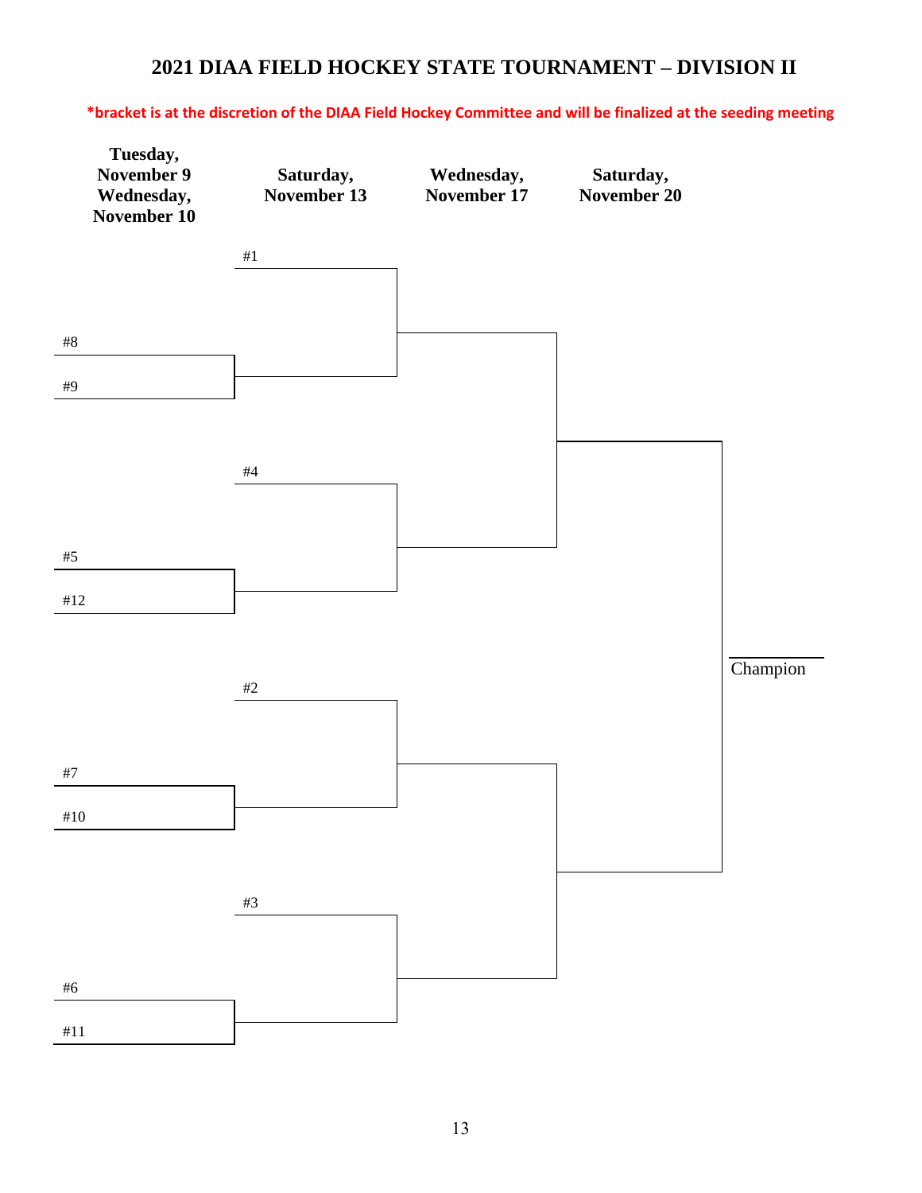# 2021 DIAA FIELD HOCKEY STATE TOURNAMENT – DIVISION II

**\*bracket is at the discretion of the DIAA Field Hockey Committee and will be finalized at the seeding meeting**

| Tuesday, November 9 / Wednesday, November 10 | Saturday, November 13 | Wednesday, November 17 | Saturday, November 20 | |
|---|---|---|---|---|
| | #1 | | | |
| #8 vs. #9 | | | | |
| | #4 | | | |
| #5 vs. #12 | | | | |
| | #2 | | | Champion |
| #7 vs. #10 | | | | |
| | #3 | | | |
| #6 vs. #11 | | | | |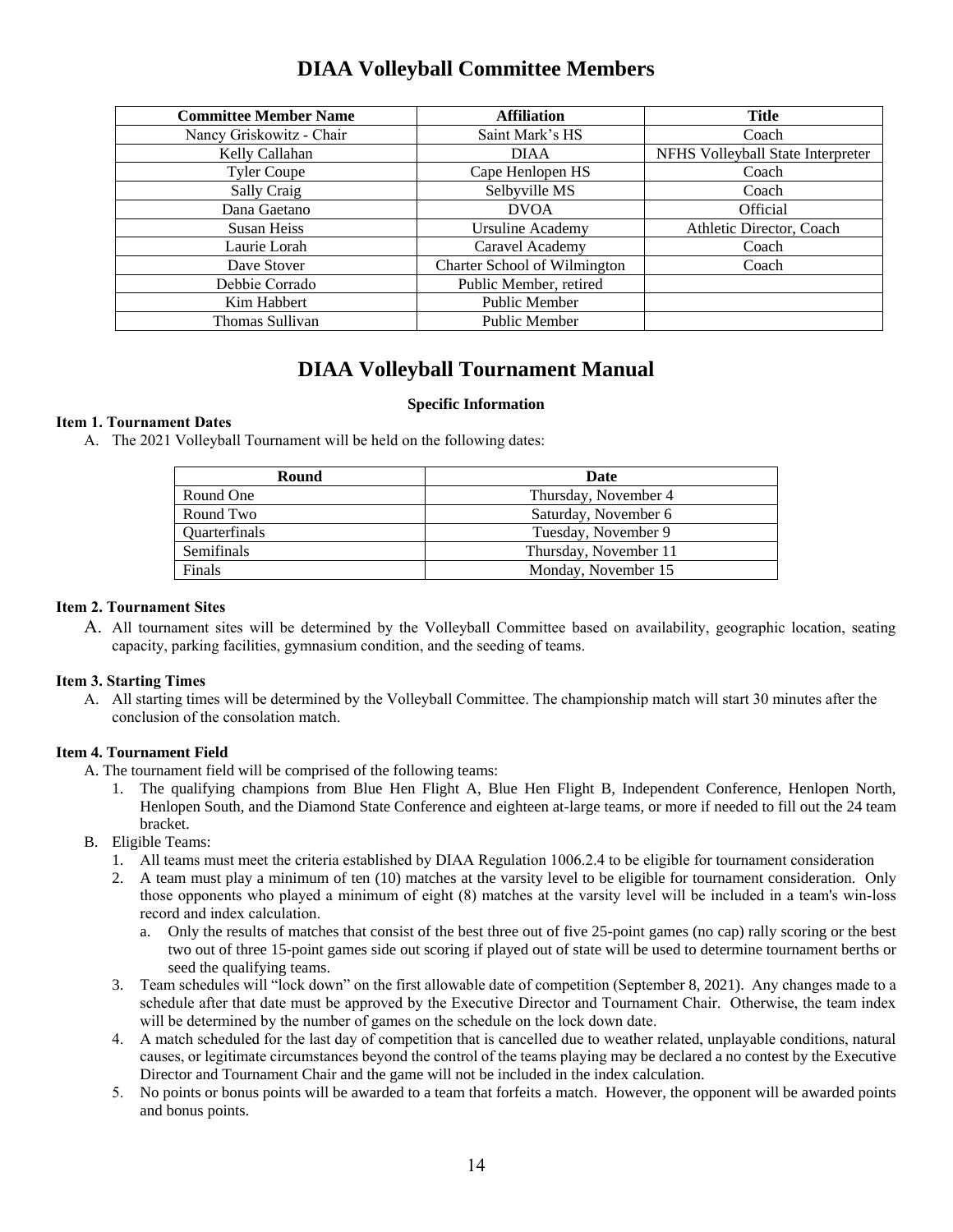# DIAA Volleyball Committee Members

| Committee Member Name | Affiliation | Title |
|---|---|---|
| Nancy Griskowitz - Chair | Saint Mark's HS | Coach |
| Kelly Callahan | DIAA | NFHS Volleyball State Interpreter |
| Tyler Coupe | Cape Henlopen HS | Coach |
| Sally Craig | Selbyville MS | Coach |
| Dana Gaetano | DVOA | Official |
| Susan Heiss | Ursuline Academy | Athletic Director, Coach |
| Laurie Lorah | Caravel Academy | Coach |
| Dave Stover | Charter School of Wilmington | Coach |
| Debbie Corrado | Public Member, retired | |
| Kim Habbert | Public Member | |
| Thomas Sullivan | Public Member | |

# DIAA Volleyball Tournament Manual

**Specific Information**

**Item 1. Tournament Dates**

A. The 2021 Volleyball Tournament will be held on the following dates:

| Round | Date |
|---|---|
| Round One | Thursday, November 4 |
| Round Two | Saturday, November 6 |
| Quarterfinals | Tuesday, November 9 |
| Semifinals | Thursday, November 11 |
| Finals | Monday, November 15 |

**Item 2. Tournament Sites**

A. All tournament sites will be determined by the Volleyball Committee based on availability, geographic location, seating capacity, parking facilities, gymnasium condition, and the seeding of teams.

**Item 3. Starting Times**

A. All starting times will be determined by the Volleyball Committee. The championship match will start 30 minutes after the conclusion of the consolation match.

**Item 4. Tournament Field**

A. The tournament field will be comprised of the following teams:

1. The qualifying champions from Blue Hen Flight A, Blue Hen Flight B, Independent Conference, Henlopen North, Henlopen South, and the Diamond State Conference and eighteen at-large teams, or more if needed to fill out the 24 team bracket.

B. Eligible Teams:

1. All teams must meet the criteria established by DIAA Regulation 1006.2.4 to be eligible for tournament consideration
2. A team must play a minimum of ten (10) matches at the varsity level to be eligible for tournament consideration. Only those opponents who played a minimum of eight (8) matches at the varsity level will be included in a team's win-loss record and index calculation.
   a. Only the results of matches that consist of the best three out of five 25-point games (no cap) rally scoring or the best two out of three 15-point games side out scoring if played out of state will be used to determine tournament berths or seed the qualifying teams.
3. Team schedules will "lock down" on the first allowable date of competition (September 8, 2021). Any changes made to a schedule after that date must be approved by the Executive Director and Tournament Chair. Otherwise, the team index will be determined by the number of games on the schedule on the lock down date.
4. A match scheduled for the last day of competition that is cancelled due to weather related, unplayable conditions, natural causes, or legitimate circumstances beyond the control of the teams playing may be declared a no contest by the Executive Director and Tournament Chair and the game will not be included in the index calculation.
5. No points or bonus points will be awarded to a team that forfeits a match. However, the opponent will be awarded points and bonus points.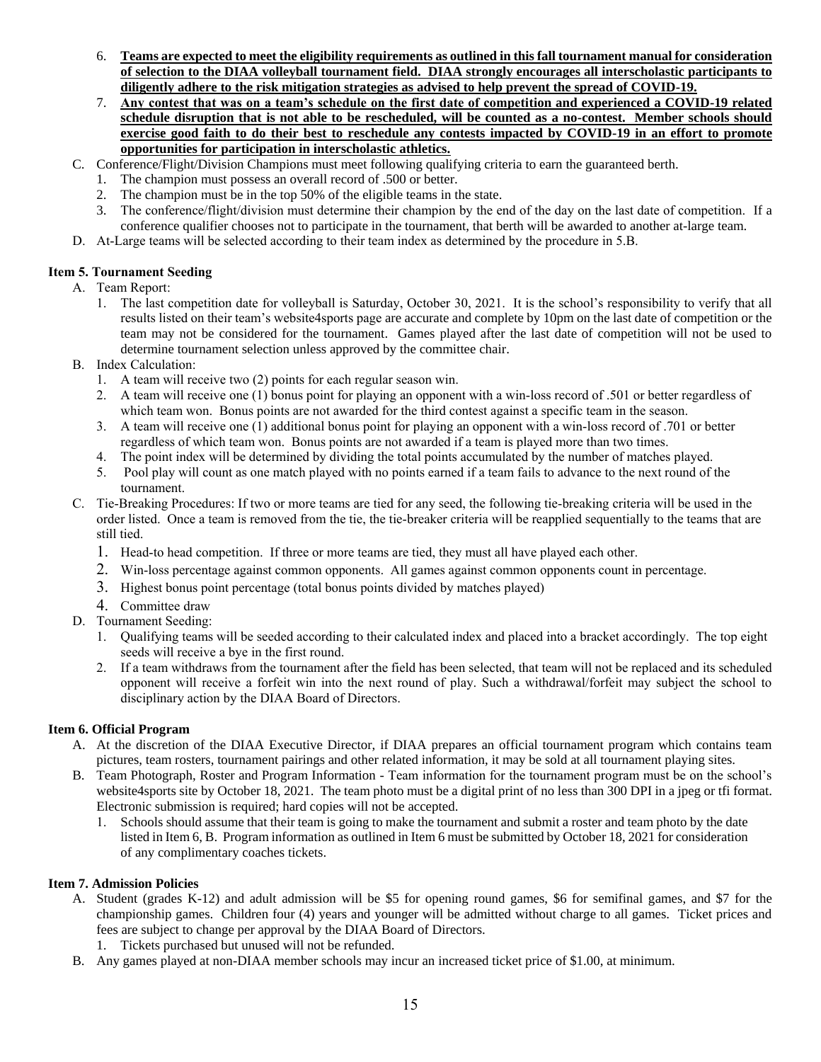6. **<u>Teams are expected to meet the eligibility requirements as outlined in this fall tournament manual for consideration of selection to the DIAA volleyball tournament field. DIAA strongly encourages all interscholastic participants to diligently adhere to the risk mitigation strategies as advised to help prevent the spread of COVID-19.</u>**
7. **<u>Any contest that was on a team's schedule on the first date of competition and experienced a COVID-19 related schedule disruption that is not able to be rescheduled, will be counted as a no-contest. Member schools should exercise good faith to do their best to reschedule any contests impacted by COVID-19 in an effort to promote opportunities for participation in interscholastic athletics.</u>**

C. Conference/Flight/Division Champions must meet following qualifying criteria to earn the guaranteed berth.
   1. The champion must possess an overall record of .500 or better.
   2. The champion must be in the top 50% of the eligible teams in the state.
   3. The conference/flight/division must determine their champion by the end of the day on the last date of competition. If a conference qualifier chooses not to participate in the tournament, that berth will be awarded to another at-large team.

D. At-Large teams will be selected according to their team index as determined by the procedure in 5.B.

**Item 5. Tournament Seeding**

A. Team Report:
   1. The last competition date for volleyball is Saturday, October 30, 2021. It is the school's responsibility to verify that all results listed on their team's website4sports page are accurate and complete by 10pm on the last date of competition or the team may not be considered for the tournament. Games played after the last date of competition will not be used to determine tournament selection unless approved by the committee chair.

B. Index Calculation:
   1. A team will receive two (2) points for each regular season win.
   2. A team will receive one (1) bonus point for playing an opponent with a win-loss record of .501 or better regardless of which team won. Bonus points are not awarded for the third contest against a specific team in the season.
   3. A team will receive one (1) additional bonus point for playing an opponent with a win-loss record of .701 or better regardless of which team won. Bonus points are not awarded if a team is played more than two times.
   4. The point index will be determined by dividing the total points accumulated by the number of matches played.
   5. Pool play will count as one match played with no points earned if a team fails to advance to the next round of the tournament.

C. Tie-Breaking Procedures: If two or more teams are tied for any seed, the following tie-breaking criteria will be used in the order listed. Once a team is removed from the tie, the tie-breaker criteria will be reapplied sequentially to the teams that are still tied.
   1. Head-to head competition. If three or more teams are tied, they must all have played each other.
   2. Win-loss percentage against common opponents. All games against common opponents count in percentage.
   3. Highest bonus point percentage (total bonus points divided by matches played)
   4. Committee draw

D. Tournament Seeding:
   1. Qualifying teams will be seeded according to their calculated index and placed into a bracket accordingly. The top eight seeds will receive a bye in the first round.
   2. If a team withdraws from the tournament after the field has been selected, that team will not be replaced and its scheduled opponent will receive a forfeit win into the next round of play. Such a withdrawal/forfeit may subject the school to disciplinary action by the DIAA Board of Directors.

**Item 6. Official Program**

A. At the discretion of the DIAA Executive Director, if DIAA prepares an official tournament program which contains team pictures, team rosters, tournament pairings and other related information, it may be sold at all tournament playing sites.

B. Team Photograph, Roster and Program Information - Team information for the tournament program must be on the school's website4sports site by October 18, 2021. The team photo must be a digital print of no less than 300 DPI in a jpeg or tfi format. Electronic submission is required; hard copies will not be accepted.
   1. Schools should assume that their team is going to make the tournament and submit a roster and team photo by the date listed in Item 6, B. Program information as outlined in Item 6 must be submitted by October 18, 2021 for consideration of any complimentary coaches tickets.

**Item 7. Admission Policies**

A. Student (grades K-12) and adult admission will be $5 for opening round games, $6 for semifinal games, and $7 for the championship games. Children four (4) years and younger will be admitted without charge to all games. Ticket prices and fees are subject to change per approval by the DIAA Board of Directors.
   1. Tickets purchased but unused will not be refunded.

B. Any games played at non-DIAA member schools may incur an increased ticket price of $1.00, at minimum.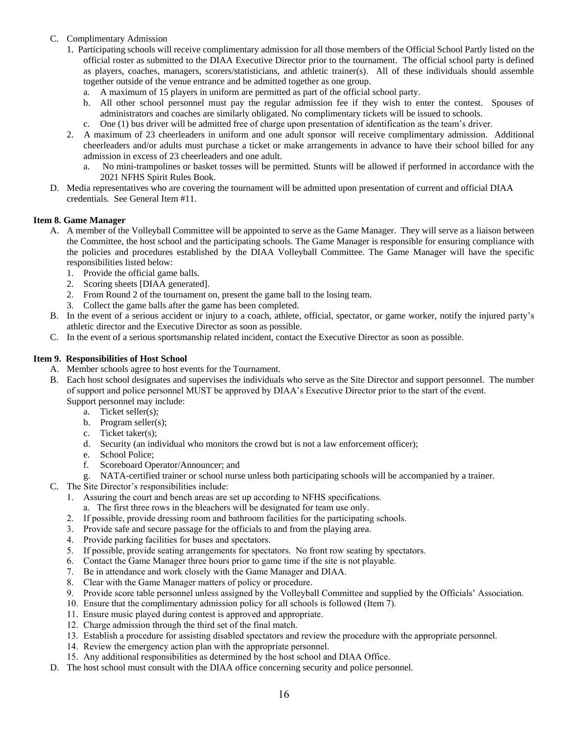C. Complimentary Admission
   1. Participating schools will receive complimentary admission for all those members of the Official School Partly listed on the official roster as submitted to the DIAA Executive Director prior to the tournament. The official school party is defined as players, coaches, managers, scorers/statisticians, and athletic trainer(s). All of these individuals should assemble together outside of the venue entrance and be admitted together as one group.
      a. A maximum of 15 players in uniform are permitted as part of the official school party.
      b. All other school personnel must pay the regular admission fee if they wish to enter the contest. Spouses of administrators and coaches are similarly obligated. No complimentary tickets will be issued to schools.
      c. One (1) bus driver will be admitted free of charge upon presentation of identification as the team's driver.
   2. A maximum of 23 cheerleaders in uniform and one adult sponsor will receive complimentary admission. Additional cheerleaders and/or adults must purchase a ticket or make arrangements in advance to have their school billed for any admission in excess of 23 cheerleaders and one adult.
      a. No mini-trampolines or basket tosses will be permitted. Stunts will be allowed if performed in accordance with the 2021 NFHS Spirit Rules Book.

D. Media representatives who are covering the tournament will be admitted upon presentation of current and official DIAA credentials. See General Item #11.

**Item 8. Game Manager**

A. A member of the Volleyball Committee will be appointed to serve as the Game Manager. They will serve as a liaison between the Committee, the host school and the participating schools. The Game Manager is responsible for ensuring compliance with the policies and procedures established by the DIAA Volleyball Committee. The Game Manager will have the specific responsibilities listed below:
   1. Provide the official game balls.
   2. Scoring sheets [DIAA generated].
   2. From Round 2 of the tournament on, present the game ball to the losing team.
   3. Collect the game balls after the game has been completed.

B. In the event of a serious accident or injury to a coach, athlete, official, spectator, or game worker, notify the injured party's athletic director and the Executive Director as soon as possible.

C. In the event of a serious sportsmanship related incident, contact the Executive Director as soon as possible.

**Item 9. Responsibilities of Host School**

A. Member schools agree to host events for the Tournament.

B. Each host school designates and supervises the individuals who serve as the Site Director and support personnel. The number of support and police personnel MUST be approved by DIAA's Executive Director prior to the start of the event.
   Support personnel may include:
      a. Ticket seller(s);
      b. Program seller(s);
      c. Ticket taker(s);
      d. Security (an individual who monitors the crowd but is not a law enforcement officer);
      e. School Police;
      f. Scoreboard Operator/Announcer; and
      g. NATA-certified trainer or school nurse unless both participating schools will be accompanied by a trainer.

C. The Site Director's responsibilities include:
   1. Assuring the court and bench areas are set up according to NFHS specifications.
      a. The first three rows in the bleachers will be designated for team use only.
   2. If possible, provide dressing room and bathroom facilities for the participating schools.
   3. Provide safe and secure passage for the officials to and from the playing area.
   4. Provide parking facilities for buses and spectators.
   5. If possible, provide seating arrangements for spectators. No front row seating by spectators.
   6. Contact the Game Manager three hours prior to game time if the site is not playable.
   7. Be in attendance and work closely with the Game Manager and DIAA.
   8. Clear with the Game Manager matters of policy or procedure.
   9. Provide score table personnel unless assigned by the Volleyball Committee and supplied by the Officials' Association.
   10. Ensure that the complimentary admission policy for all schools is followed (Item 7).
   11. Ensure music played during contest is approved and appropriate.
   12. Charge admission through the third set of the final match.
   13. Establish a procedure for assisting disabled spectators and review the procedure with the appropriate personnel.
   14. Review the emergency action plan with the appropriate personnel.
   15. Any additional responsibilities as determined by the host school and DIAA Office.

D. The host school must consult with the DIAA office concerning security and police personnel.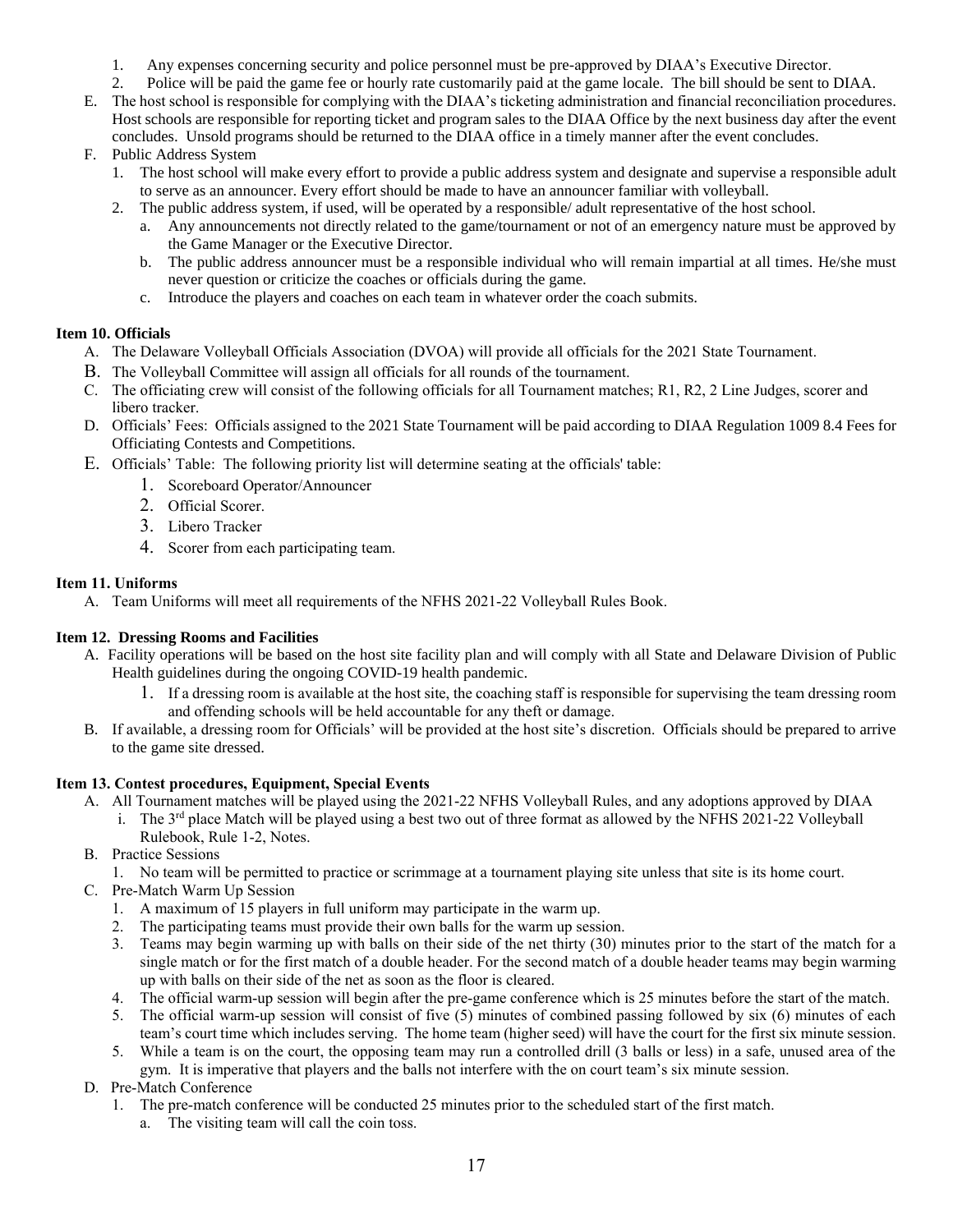1. Any expenses concerning security and police personnel must be pre-approved by DIAA's Executive Director.
2. Police will be paid the game fee or hourly rate customarily paid at the game locale. The bill should be sent to DIAA.

E. The host school is responsible for complying with the DIAA's ticketing administration and financial reconciliation procedures. Host schools are responsible for reporting ticket and program sales to the DIAA Office by the next business day after the event concludes. Unsold programs should be returned to the DIAA office in a timely manner after the event concludes.

F. Public Address System
1. The host school will make every effort to provide a public address system and designate and supervise a responsible adult to serve as an announcer. Every effort should be made to have an announcer familiar with volleyball.
2. The public address system, if used, will be operated by a responsible/ adult representative of the host school.
   a. Any announcements not directly related to the game/tournament or not of an emergency nature must be approved by the Game Manager or the Executive Director.
   b. The public address announcer must be a responsible individual who will remain impartial at all times. He/she must never question or criticize the coaches or officials during the game.
   c. Introduce the players and coaches on each team in whatever order the coach submits.

**Item 10. Officials**

A. The Delaware Volleyball Officials Association (DVOA) will provide all officials for the 2021 State Tournament.
B. The Volleyball Committee will assign all officials for all rounds of the tournament.
C. The officiating crew will consist of the following officials for all Tournament matches; R1, R2, 2 Line Judges, scorer and libero tracker.
D. Officials' Fees: Officials assigned to the 2021 State Tournament will be paid according to DIAA Regulation 1009 8.4 Fees for Officiating Contests and Competitions.
E. Officials' Table: The following priority list will determine seating at the officials' table:
   1. Scoreboard Operator/Announcer
   2. Official Scorer.
   3. Libero Tracker
   4. Scorer from each participating team.

**Item 11. Uniforms**

A. Team Uniforms will meet all requirements of the NFHS 2021-22 Volleyball Rules Book.

**Item 12. Dressing Rooms and Facilities**

A. Facility operations will be based on the host site facility plan and will comply with all State and Delaware Division of Public Health guidelines during the ongoing COVID-19 health pandemic.
   1. If a dressing room is available at the host site, the coaching staff is responsible for supervising the team dressing room and offending schools will be held accountable for any theft or damage.

B. If available, a dressing room for Officials' will be provided at the host site's discretion. Officials should be prepared to arrive to the game site dressed.

**Item 13. Contest procedures, Equipment, Special Events**

A. All Tournament matches will be played using the 2021-22 NFHS Volleyball Rules, and any adoptions approved by DIAA
   i. The 3rd place Match will be played using a best two out of three format as allowed by the NFHS 2021-22 Volleyball Rulebook, Rule 1-2, Notes.

B. Practice Sessions
   1. No team will be permitted to practice or scrimmage at a tournament playing site unless that site is its home court.

C. Pre-Match Warm Up Session
   1. A maximum of 15 players in full uniform may participate in the warm up.
   2. The participating teams must provide their own balls for the warm up session.
   3. Teams may begin warming up with balls on their side of the net thirty (30) minutes prior to the start of the match for a single match or for the first match of a double header. For the second match of a double header teams may begin warming up with balls on their side of the net as soon as the floor is cleared.
   4. The official warm-up session will begin after the pre-game conference which is 25 minutes before the start of the match.
   5. The official warm-up session will consist of five (5) minutes of combined passing followed by six (6) minutes of each team's court time which includes serving. The home team (higher seed) will have the court for the first six minute session.
   5. While a team is on the court, the opposing team may run a controlled drill (3 balls or less) in a safe, unused area of the gym. It is imperative that players and the balls not interfere with the on court team's six minute session.

D. Pre-Match Conference
   1. The pre-match conference will be conducted 25 minutes prior to the scheduled start of the first match.
      a. The visiting team will call the coin toss.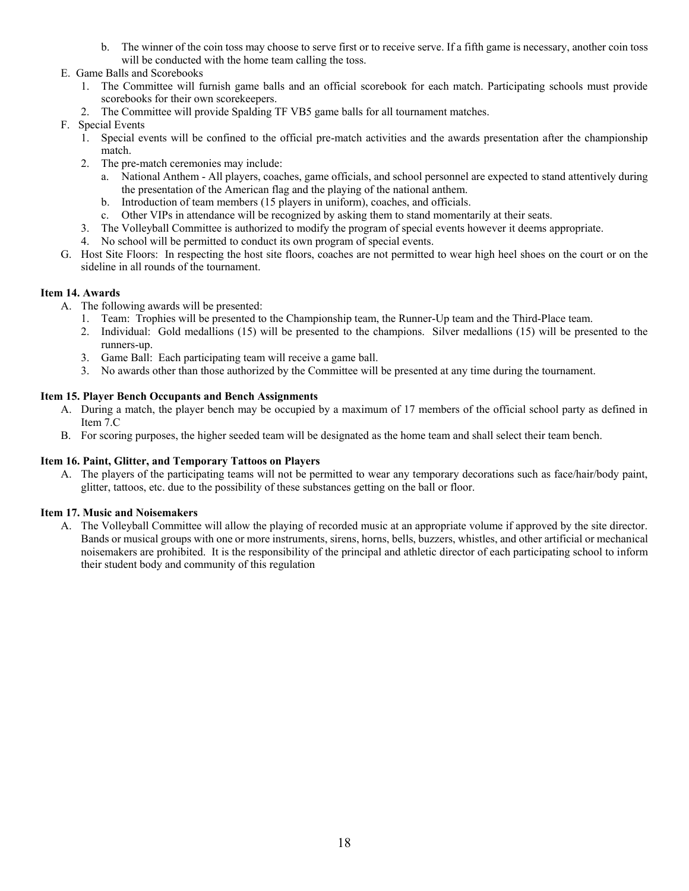b. The winner of the coin toss may choose to serve first or to receive serve. If a fifth game is necessary, another coin toss will be conducted with the home team calling the toss.

E. Game Balls and Scorebooks
   1. The Committee will furnish game balls and an official scorebook for each match. Participating schools must provide scorebooks for their own scorekeepers.
   2. The Committee will provide Spalding TF VB5 game balls for all tournament matches.

F. Special Events
   1. Special events will be confined to the official pre-match activities and the awards presentation after the championship match.
   2. The pre-match ceremonies may include:
      a. National Anthem - All players, coaches, game officials, and school personnel are expected to stand attentively during the presentation of the American flag and the playing of the national anthem.
      b. Introduction of team members (15 players in uniform), coaches, and officials.
      c. Other VIPs in attendance will be recognized by asking them to stand momentarily at their seats.
   3. The Volleyball Committee is authorized to modify the program of special events however it deems appropriate.
   4. No school will be permitted to conduct its own program of special events.

G. Host Site Floors: In respecting the host site floors, coaches are not permitted to wear high heel shoes on the court or on the sideline in all rounds of the tournament.

**Item 14. Awards**

A. The following awards will be presented:
   1. Team: Trophies will be presented to the Championship team, the Runner-Up team and the Third-Place team.
   2. Individual: Gold medallions (15) will be presented to the champions. Silver medallions (15) will be presented to the runners-up.
   3. Game Ball: Each participating team will receive a game ball.
   3. No awards other than those authorized by the Committee will be presented at any time during the tournament.

**Item 15. Player Bench Occupants and Bench Assignments**

A. During a match, the player bench may be occupied by a maximum of 17 members of the official school party as defined in Item 7.C
B. For scoring purposes, the higher seeded team will be designated as the home team and shall select their team bench.

**Item 16. Paint, Glitter, and Temporary Tattoos on Players**

A. The players of the participating teams will not be permitted to wear any temporary decorations such as face/hair/body paint, glitter, tattoos, etc. due to the possibility of these substances getting on the ball or floor.

**Item 17. Music and Noisemakers**

A. The Volleyball Committee will allow the playing of recorded music at an appropriate volume if approved by the site director. Bands or musical groups with one or more instruments, sirens, horns, bells, buzzers, whistles, and other artificial or mechanical noisemakers are prohibited. It is the responsibility of the principal and athletic director of each participating school to inform their student body and community of this regulation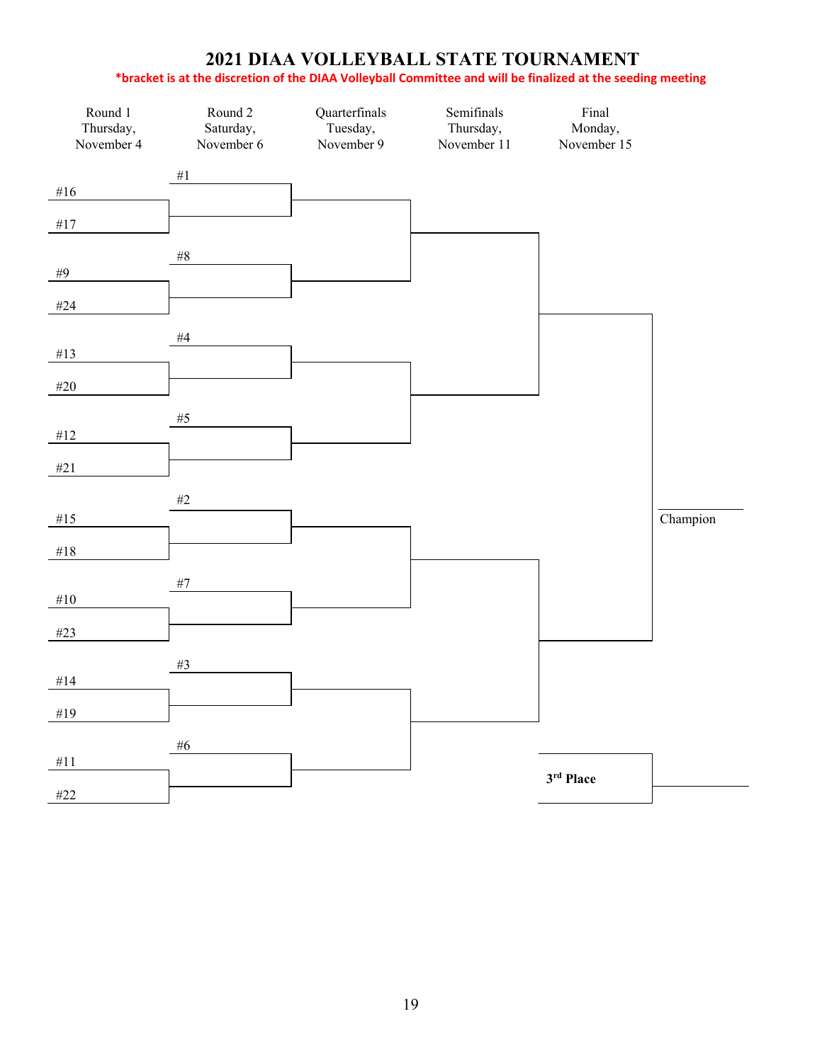# 2021 DIAA VOLLEYBALL STATE TOURNAMENT

*bracket is at the discretion of the DIAA Volleyball Committee and will be finalized at the seeding meeting

Round 1
Thursday,
November 4

Round 2
Saturday,
November 6

Quarterfinals
Tuesday,
November 9

Semifinals
Thursday,
November 11

Final
Monday,
November 15

#1
#16
#17

#8
#9
#24

#4
#13
#20

#5
#12
#21

#2
#15
#18

#7
#10
#23

#3
#14
#19

#6
#11
#22

Champion

**3rd Place**